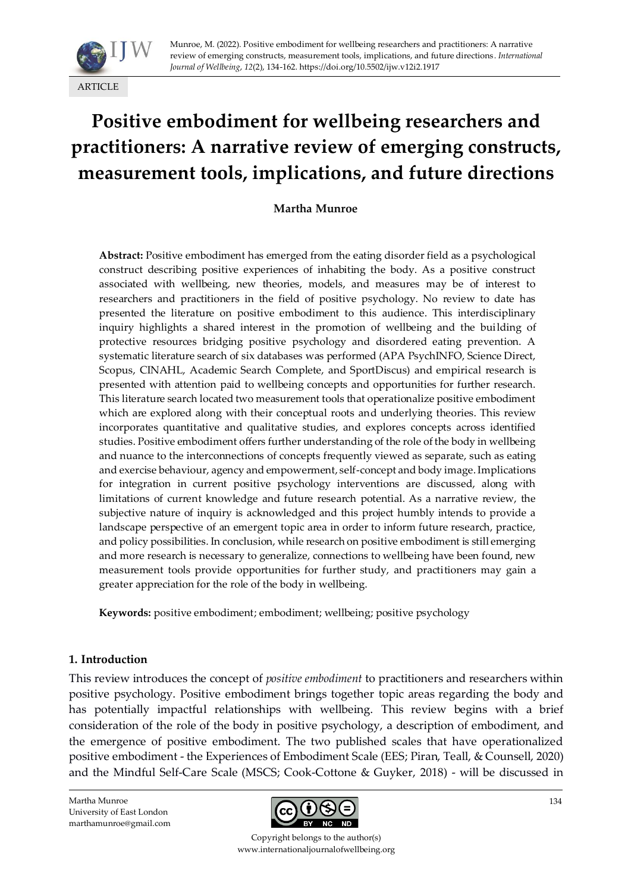Munroe, M. (2022). Positive embodiment for wellbeing researchers and practitioners: A narrative review of emerging constructs, measurement tools, implications, and future directions. *International Journal of Wellbeing*, *12*(2), 134-162. https://doi.org/10.5502/ijw.v12i2.1917

ARTICLE

# Positive embodiment for wellbeing researchers and practitioners: A narrative review of emerging constructs, measurement tools, implications, and future directions

**Martha Munroe**

**Abstract:** Positive embodiment has emerged from the eating disorder field as a psychological construct describing positive experiences of inhabiting the body. As a positive construct associated with wellbeing, new theories, models, and measures may be of interest to researchers and practitioners in the field of positive psychology. No review to date has presented the literature on positive embodiment to this audience. This interdisciplinary inquiry highlights a shared interest in the promotion of wellbeing and the building of protective resources bridging positive psychology and disordered eating prevention. A systematic literature search of six databases was performed (APA PsychINFO, Science Direct, Scopus, CINAHL, Academic Search Complete, and SportDiscus) and empirical research is presented with attention paid to wellbeing concepts and opportunities for further research. This literature search located two measurement tools that operationalize positive embodiment which are explored along with their conceptual roots and underlying theories. This review incorporates quantitative and qualitative studies, and explores concepts across identified studies. Positive embodiment offers further understanding of the role of the body in wellbeing and nuance to the interconnections of concepts frequently viewed as separate, such as eating and exercise behaviour, agency and empowerment, self-concept and body image. Implications for integration in current positive psychology interventions are discussed, along with limitations of current knowledge and future research potential. As a narrative review, the subjective nature of inquiry is acknowledged and this project humbly intends to provide a landscape perspective of an emergent topic area in order to inform future research, practice, and policy possibilities. In conclusion, while research on positive embodiment is still emerging and more research is necessary to generalize, connections to wellbeing have been found, new measurement tools provide opportunities for further study, and practitioners may gain a greater appreciation for the role of the body in wellbeing.

**Keywords:** positive embodiment; embodiment; wellbeing; positive psychology

## 1. Introduction

This review introduces the concept of *positive embodiment* to practitioners and researchers within positive psychology. Positive embodiment brings together topic areas regarding the body and has potentially impactful relationships with wellbeing. This review begins with a brief consideration of the role of the body in positive psychology, a description of embodiment, and the emergence of positive embodiment. The two published scales that have operationalized positive embodiment - the Experiences of Embodiment Scale (EES; Piran, Teall, & Counsell, 2020) and the Mindful Self-Care Scale (MSCS; Cook-Cottone & Guyker, 2018) - will be discussed in

Martha Munroe
University of East London
marthamunroe@gmail.com

Copyright belongs to the author(s)
www.internationaljournalofwellbeing.org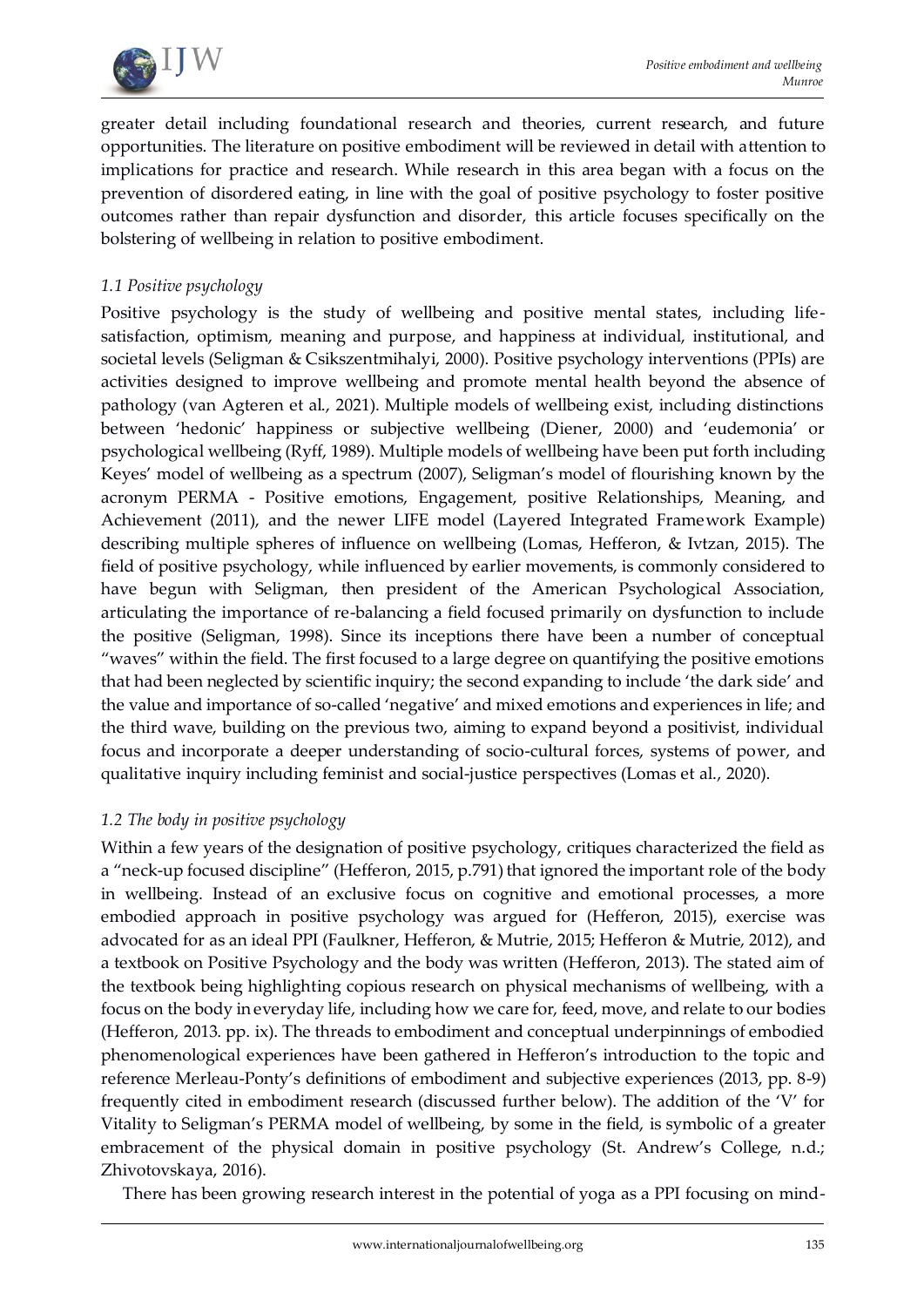greater detail including foundational research and theories, current research, and future opportunities. The literature on positive embodiment will be reviewed in detail with attention to implications for practice and research. While research in this area began with a focus on the prevention of disordered eating, in line with the goal of positive psychology to foster positive outcomes rather than repair dysfunction and disorder, this article focuses specifically on the bolstering of wellbeing in relation to positive embodiment.

### *1.1 Positive psychology*

Positive psychology is the study of wellbeing and positive mental states, including life-satisfaction, optimism, meaning and purpose, and happiness at individual, institutional, and societal levels (Seligman & Csikszentmihalyi, 2000). Positive psychology interventions (PPIs) are activities designed to improve wellbeing and promote mental health beyond the absence of pathology (van Agteren et al., 2021). Multiple models of wellbeing exist, including distinctions between 'hedonic' happiness or subjective wellbeing (Diener, 2000) and 'eudemonia' or psychological wellbeing (Ryff, 1989). Multiple models of wellbeing have been put forth including Keyes' model of wellbeing as a spectrum (2007), Seligman's model of flourishing known by the acronym PERMA - Positive emotions, Engagement, positive Relationships, Meaning, and Achievement (2011), and the newer LIFE model (Layered Integrated Framework Example) describing multiple spheres of influence on wellbeing (Lomas, Hefferon, & Ivtzan, 2015). The field of positive psychology, while influenced by earlier movements, is commonly considered to have begun with Seligman, then president of the American Psychological Association, articulating the importance of re-balancing a field focused primarily on dysfunction to include the positive (Seligman, 1998). Since its inceptions there have been a number of conceptual "waves" within the field. The first focused to a large degree on quantifying the positive emotions that had been neglected by scientific inquiry; the second expanding to include 'the dark side' and the value and importance of so-called 'negative' and mixed emotions and experiences in life; and the third wave, building on the previous two, aiming to expand beyond a positivist, individual focus and incorporate a deeper understanding of socio-cultural forces, systems of power, and qualitative inquiry including feminist and social-justice perspectives (Lomas et al., 2020).

### *1.2 The body in positive psychology*

Within a few years of the designation of positive psychology, critiques characterized the field as a "neck-up focused discipline" (Hefferon, 2015, p.791) that ignored the important role of the body in wellbeing. Instead of an exclusive focus on cognitive and emotional processes, a more embodied approach in positive psychology was argued for (Hefferon, 2015), exercise was advocated for as an ideal PPI (Faulkner, Hefferon, & Mutrie, 2015; Hefferon & Mutrie, 2012), and a textbook on Positive Psychology and the body was written (Hefferon, 2013). The stated aim of the textbook being highlighting copious research on physical mechanisms of wellbeing, with a focus on the body in everyday life, including how we care for, feed, move, and relate to our bodies (Hefferon, 2013. pp. ix). The threads to embodiment and conceptual underpinnings of embodied phenomenological experiences have been gathered in Hefferon's introduction to the topic and reference Merleau-Ponty's definitions of embodiment and subjective experiences (2013, pp. 8-9) frequently cited in embodiment research (discussed further below). The addition of the 'V' for Vitality to Seligman's PERMA model of wellbeing, by some in the field, is symbolic of a greater embracement of the physical domain in positive psychology (St. Andrew's College, n.d.; Zhivotovskaya, 2016).

There has been growing research interest in the potential of yoga as a PPI focusing on mind-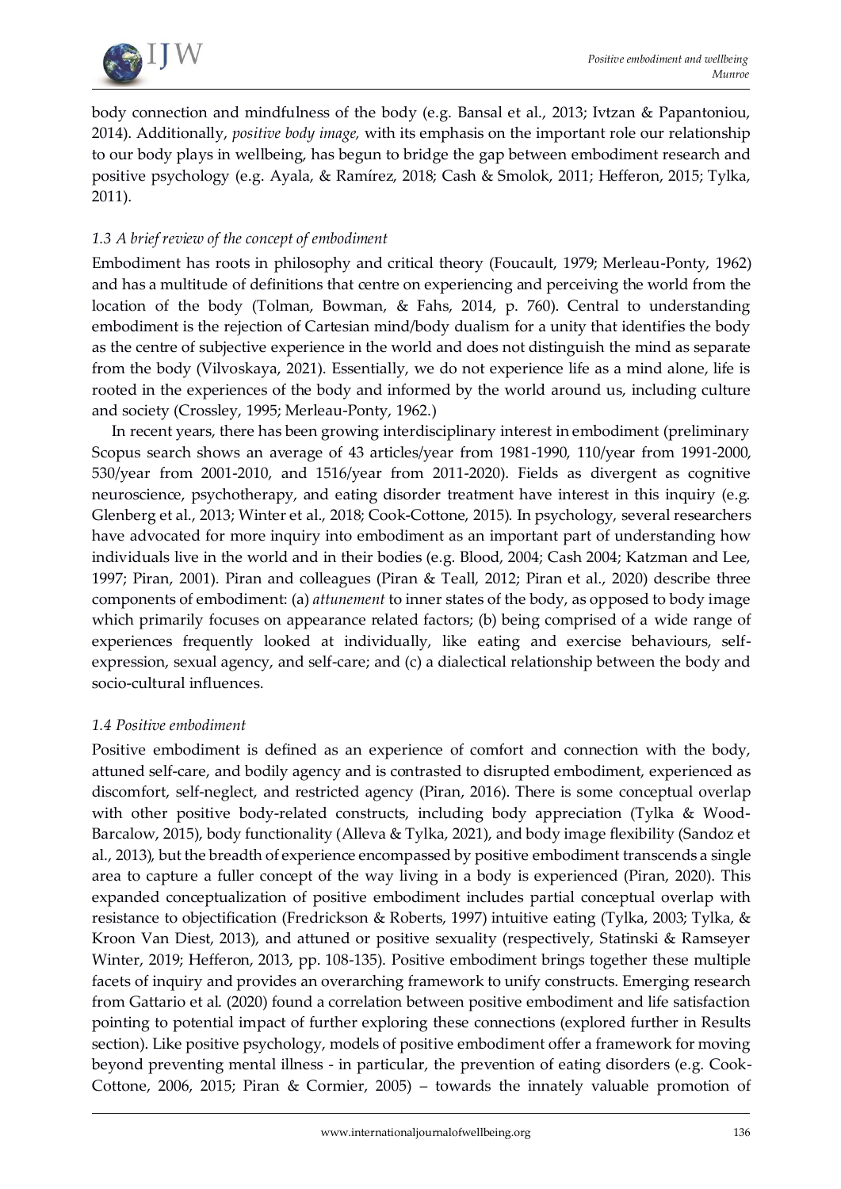body connection and mindfulness of the body (e.g. Bansal et al., 2013; Ivtzan & Papantoniou, 2014). Additionally, *positive body image,* with its emphasis on the important role our relationship to our body plays in wellbeing, has begun to bridge the gap between embodiment research and positive psychology (e.g. Ayala, & Ramírez, 2018; Cash & Smolok, 2011; Hefferon, 2015; Tylka, 2011).

### *1.3 A brief review of the concept of embodiment*

Embodiment has roots in philosophy and critical theory (Foucault, 1979; Merleau-Ponty, 1962) and has a multitude of definitions that centre on experiencing and perceiving the world from the location of the body (Tolman, Bowman, & Fahs, 2014, p. 760). Central to understanding embodiment is the rejection of Cartesian mind/body dualism for a unity that identifies the body as the centre of subjective experience in the world and does not distinguish the mind as separate from the body (Vilvoskaya, 2021). Essentially, we do not experience life as a mind alone, life is rooted in the experiences of the body and informed by the world around us, including culture and society (Crossley, 1995; Merleau-Ponty, 1962.)

In recent years, there has been growing interdisciplinary interest in embodiment (preliminary Scopus search shows an average of 43 articles/year from 1981-1990, 110/year from 1991-2000, 530/year from 2001-2010, and 1516/year from 2011-2020). Fields as divergent as cognitive neuroscience, psychotherapy, and eating disorder treatment have interest in this inquiry (e.g. Glenberg et al., 2013; Winter et al., 2018; Cook-Cottone, 2015). In psychology, several researchers have advocated for more inquiry into embodiment as an important part of understanding how individuals live in the world and in their bodies (e.g. Blood, 2004; Cash 2004; Katzman and Lee, 1997; Piran, 2001). Piran and colleagues (Piran & Teall, 2012; Piran et al., 2020) describe three components of embodiment: (a) *attunement* to inner states of the body, as opposed to body image which primarily focuses on appearance related factors; (b) being comprised of a wide range of experiences frequently looked at individually, like eating and exercise behaviours, self-expression, sexual agency, and self-care; and (c) a dialectical relationship between the body and socio-cultural influences.

### *1.4 Positive embodiment*

Positive embodiment is defined as an experience of comfort and connection with the body, attuned self-care, and bodily agency and is contrasted to disrupted embodiment, experienced as discomfort, self-neglect, and restricted agency (Piran, 2016). There is some conceptual overlap with other positive body-related constructs, including body appreciation (Tylka & Wood-Barcalow, 2015), body functionality (Alleva & Tylka, 2021), and body image flexibility (Sandoz et al., 2013), but the breadth of experience encompassed by positive embodiment transcends a single area to capture a fuller concept of the way living in a body is experienced (Piran, 2020). This expanded conceptualization of positive embodiment includes partial conceptual overlap with resistance to objectification (Fredrickson & Roberts, 1997) intuitive eating (Tylka, 2003; Tylka, & Kroon Van Diest, 2013), and attuned or positive sexuality (respectively, Statinski & Ramseyer Winter, 2019; Hefferon, 2013, pp. 108-135). Positive embodiment brings together these multiple facets of inquiry and provides an overarching framework to unify constructs. Emerging research from Gattario et al. (2020) found a correlation between positive embodiment and life satisfaction pointing to potential impact of further exploring these connections (explored further in Results section). Like positive psychology, models of positive embodiment offer a framework for moving beyond preventing mental illness - in particular, the prevention of eating disorders (e.g. Cook-Cottone, 2006, 2015; Piran & Cormier, 2005) – towards the innately valuable promotion of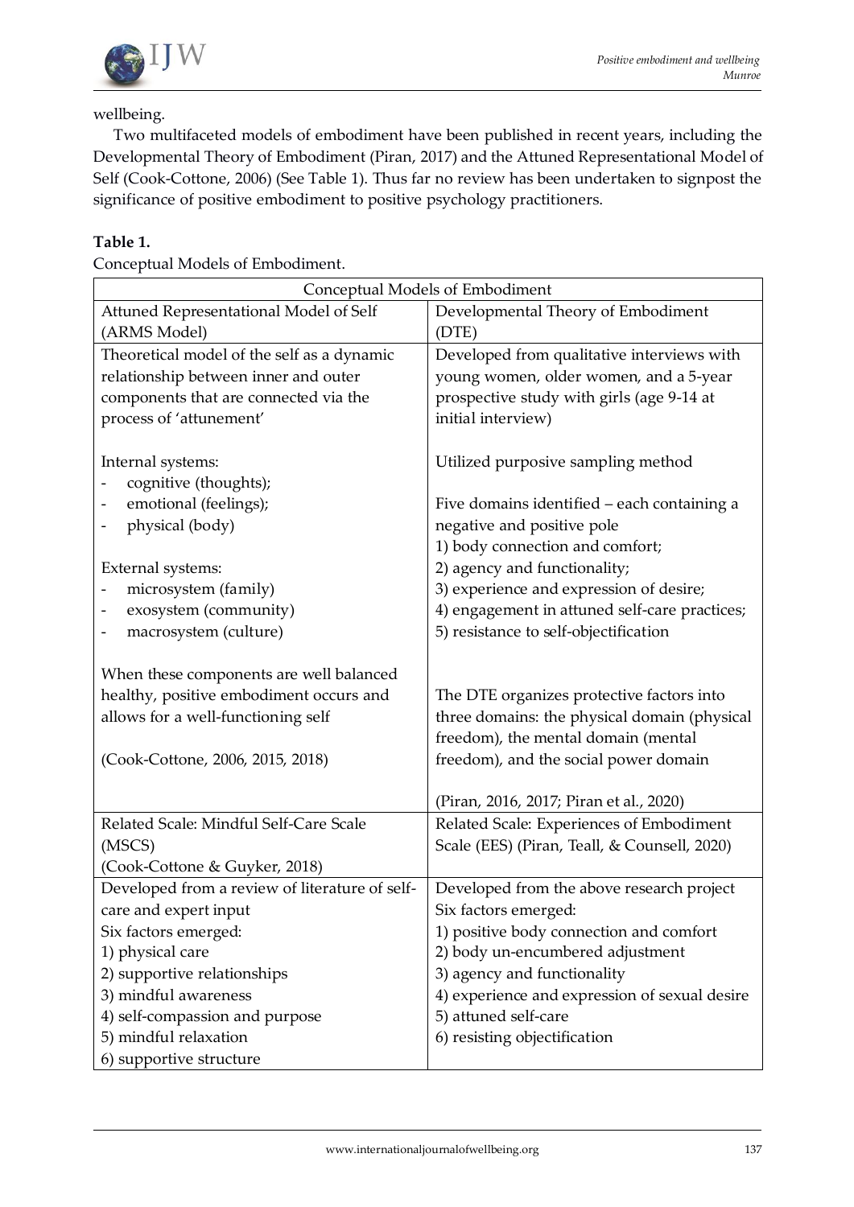wellbeing.

Two multifaceted models of embodiment have been published in recent years, including the Developmental Theory of Embodiment (Piran, 2017) and the Attuned Representational Model of Self (Cook-Cottone, 2006) (See Table 1). Thus far no review has been undertaken to signpost the significance of positive embodiment to positive psychology practitioners.

**Table 1.**

Conceptual Models of Embodiment.

| Conceptual Models of Embodiment | |
|---|---|
| Attuned Representational Model of Self (ARMS Model) | Developmental Theory of Embodiment (DTE) |
| Theoretical model of the self as a dynamic relationship between inner and outer components that are connected via the process of 'attunement'<br><br>Internal systems:<br>- cognitive (thoughts);<br>- emotional (feelings);<br>- physical (body)<br><br>External systems:<br>- microsystem (family)<br>- exosystem (community)<br>- macrosystem (culture)<br><br>When these components are well balanced healthy, positive embodiment occurs and allows for a well-functioning self<br><br>(Cook-Cottone, 2006, 2015, 2018) | Developed from qualitative interviews with young women, older women, and a 5-year prospective study with girls (age 9-14 at initial interview)<br><br>Utilized purposive sampling method<br><br>Five domains identified – each containing a negative and positive pole<br>1) body connection and comfort;<br>2) agency and functionality;<br>3) experience and expression of desire;<br>4) engagement in attuned self-care practices;<br>5) resistance to self-objectification<br><br>The DTE organizes protective factors into three domains: the physical domain (physical freedom), the mental domain (mental freedom), and the social power domain<br><br>(Piran, 2016, 2017; Piran et al., 2020) |
| Related Scale: Mindful Self-Care Scale (MSCS)<br>(Cook-Cottone & Guyker, 2018) | Related Scale: Experiences of Embodiment Scale (EES) (Piran, Teall, & Counsell, 2020) |
| Developed from a review of literature of self-care and expert input<br>Six factors emerged:<br>1) physical care<br>2) supportive relationships<br>3) mindful awareness<br>4) self-compassion and purpose<br>5) mindful relaxation<br>6) supportive structure | Developed from the above research project<br>Six factors emerged:<br>1) positive body connection and comfort<br>2) body un-encumbered adjustment<br>3) agency and functionality<br>4) experience and expression of sexual desire<br>5) attuned self-care<br>6) resisting objectification |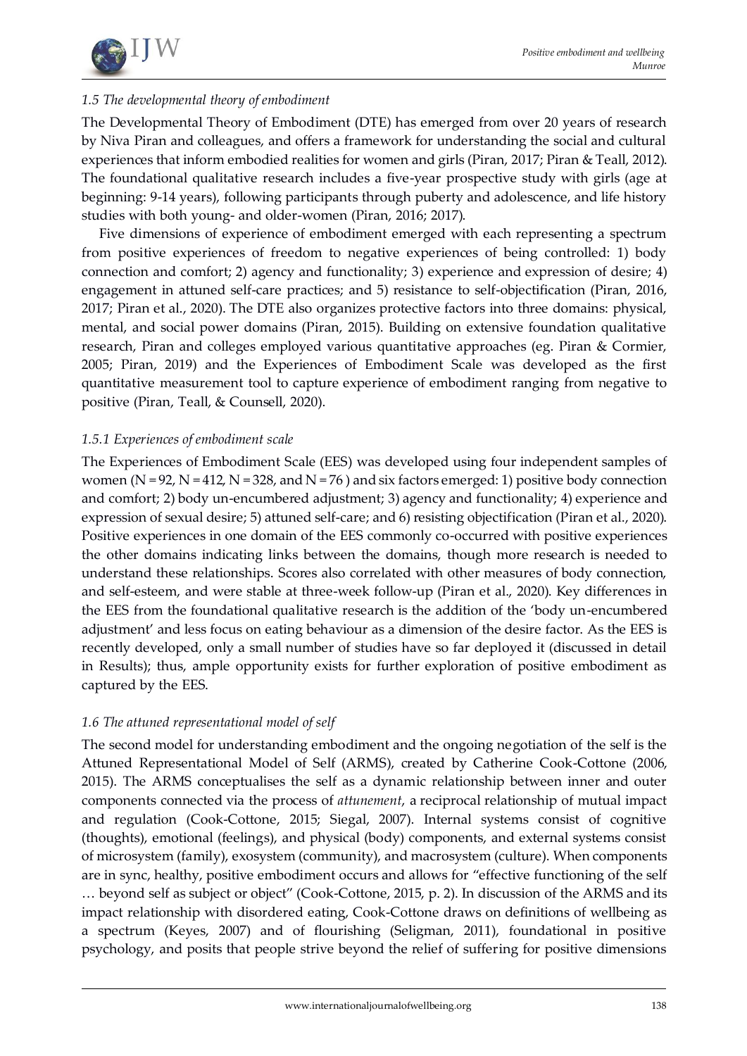### *1.5 The developmental theory of embodiment*

The Developmental Theory of Embodiment (DTE) has emerged from over 20 years of research by Niva Piran and colleagues, and offers a framework for understanding the social and cultural experiences that inform embodied realities for women and girls (Piran, 2017; Piran & Teall, 2012). The foundational qualitative research includes a five-year prospective study with girls (age at beginning: 9-14 years), following participants through puberty and adolescence, and life history studies with both young- and older-women (Piran, 2016; 2017).

Five dimensions of experience of embodiment emerged with each representing a spectrum from positive experiences of freedom to negative experiences of being controlled: 1) body connection and comfort; 2) agency and functionality; 3) experience and expression of desire; 4) engagement in attuned self-care practices; and 5) resistance to self-objectification (Piran, 2016, 2017; Piran et al., 2020). The DTE also organizes protective factors into three domains: physical, mental, and social power domains (Piran, 2015). Building on extensive foundation qualitative research, Piran and colleges employed various quantitative approaches (eg. Piran & Cormier, 2005; Piran, 2019) and the Experiences of Embodiment Scale was developed as the first quantitative measurement tool to capture experience of embodiment ranging from negative to positive (Piran, Teall, & Counsell, 2020).

#### *1.5.1 Experiences of embodiment scale*

The Experiences of Embodiment Scale (EES) was developed using four independent samples of women (N = 92, N = 412, N = 328, and N = 76 ) and six factors emerged: 1) positive body connection and comfort; 2) body un-encumbered adjustment; 3) agency and functionality; 4) experience and expression of sexual desire; 5) attuned self-care; and 6) resisting objectification (Piran et al., 2020). Positive experiences in one domain of the EES commonly co-occurred with positive experiences the other domains indicating links between the domains, though more research is needed to understand these relationships. Scores also correlated with other measures of body connection, and self-esteem, and were stable at three-week follow-up (Piran et al., 2020). Key differences in the EES from the foundational qualitative research is the addition of the 'body un-encumbered adjustment' and less focus on eating behaviour as a dimension of the desire factor. As the EES is recently developed, only a small number of studies have so far deployed it (discussed in detail in Results); thus, ample opportunity exists for further exploration of positive embodiment as captured by the EES.

### *1.6 The attuned representational model of self*

The second model for understanding embodiment and the ongoing negotiation of the self is the Attuned Representational Model of Self (ARMS), created by Catherine Cook-Cottone (2006, 2015). The ARMS conceptualises the self as a dynamic relationship between inner and outer components connected via the process of *attunement*, a reciprocal relationship of mutual impact and regulation (Cook-Cottone, 2015; Siegal, 2007). Internal systems consist of cognitive (thoughts), emotional (feelings), and physical (body) components, and external systems consist of microsystem (family), exosystem (community), and macrosystem (culture). When components are in sync, healthy, positive embodiment occurs and allows for "effective functioning of the self … beyond self as subject or object" (Cook-Cottone, 2015, p. 2). In discussion of the ARMS and its impact relationship with disordered eating, Cook-Cottone draws on definitions of wellbeing as a spectrum (Keyes, 2007) and of flourishing (Seligman, 2011), foundational in positive psychology, and posits that people strive beyond the relief of suffering for positive dimensions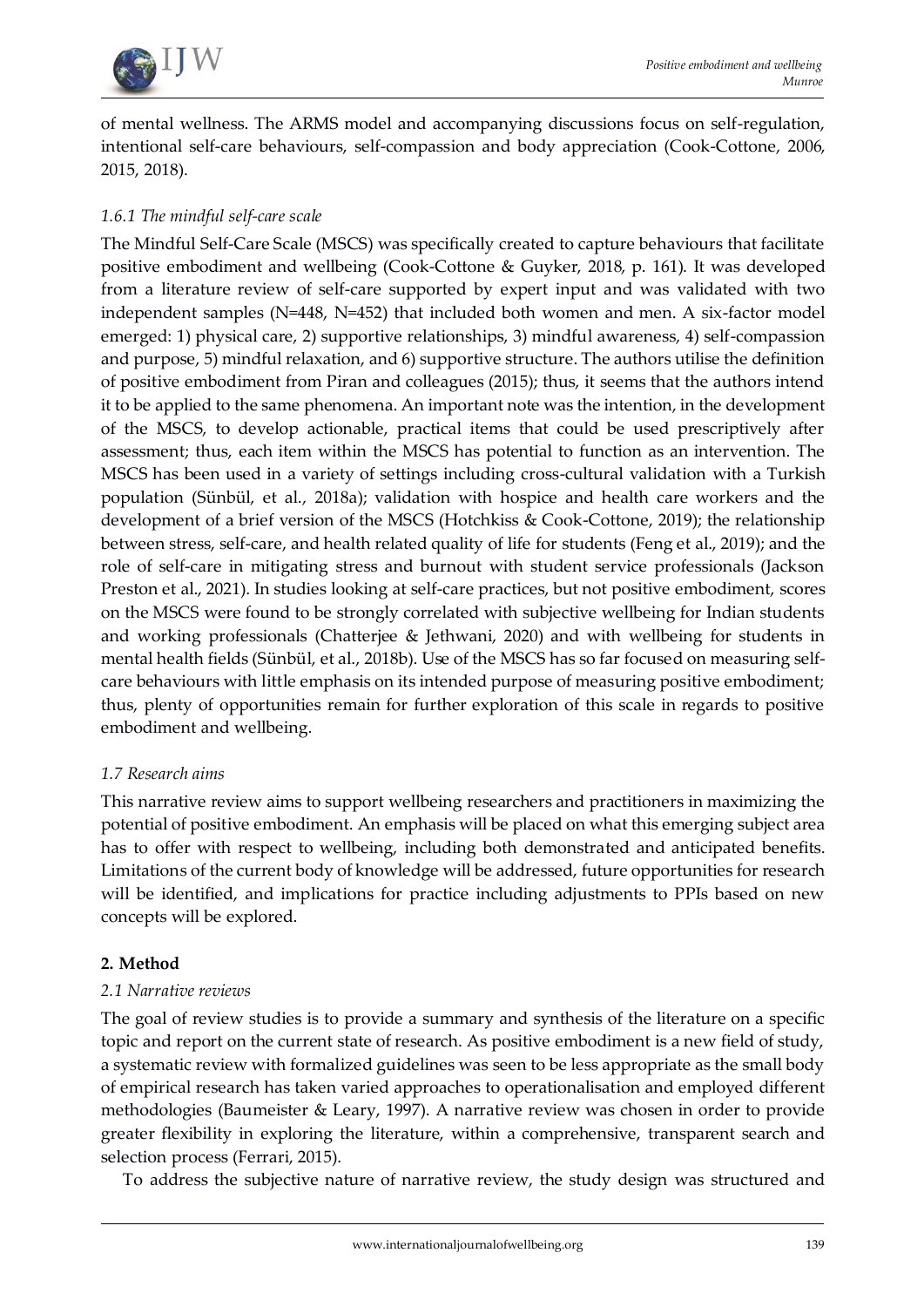of mental wellness. The ARMS model and accompanying discussions focus on self-regulation, intentional self-care behaviours, self-compassion and body appreciation (Cook-Cottone, 2006, 2015, 2018).

### *1.6.1 The mindful self-care scale*

The Mindful Self-Care Scale (MSCS) was specifically created to capture behaviours that facilitate positive embodiment and wellbeing (Cook-Cottone & Guyker, 2018, p. 161). It was developed from a literature review of self-care supported by expert input and was validated with two independent samples (N=448, N=452) that included both women and men. A six-factor model emerged: 1) physical care, 2) supportive relationships, 3) mindful awareness, 4) self-compassion and purpose, 5) mindful relaxation, and 6) supportive structure. The authors utilise the definition of positive embodiment from Piran and colleagues (2015); thus, it seems that the authors intend it to be applied to the same phenomena. An important note was the intention, in the development of the MSCS, to develop actionable, practical items that could be used prescriptively after assessment; thus, each item within the MSCS has potential to function as an intervention. The MSCS has been used in a variety of settings including cross-cultural validation with a Turkish population (Sünbül, et al., 2018a); validation with hospice and health care workers and the development of a brief version of the MSCS (Hotchkiss & Cook-Cottone, 2019); the relationship between stress, self-care, and health related quality of life for students (Feng et al., 2019); and the role of self-care in mitigating stress and burnout with student service professionals (Jackson Preston et al., 2021). In studies looking at self-care practices, but not positive embodiment, scores on the MSCS were found to be strongly correlated with subjective wellbeing for Indian students and working professionals (Chatterjee & Jethwani, 2020) and with wellbeing for students in mental health fields (Sünbül, et al., 2018b). Use of the MSCS has so far focused on measuring self-care behaviours with little emphasis on its intended purpose of measuring positive embodiment; thus, plenty of opportunities remain for further exploration of this scale in regards to positive embodiment and wellbeing.

### *1.7 Research aims*

This narrative review aims to support wellbeing researchers and practitioners in maximizing the potential of positive embodiment. An emphasis will be placed on what this emerging subject area has to offer with respect to wellbeing, including both demonstrated and anticipated benefits. Limitations of the current body of knowledge will be addressed, future opportunities for research will be identified, and implications for practice including adjustments to PPIs based on new concepts will be explored.

## **2. Method**

### *2.1 Narrative reviews*

The goal of review studies is to provide a summary and synthesis of the literature on a specific topic and report on the current state of research. As positive embodiment is a new field of study, a systematic review with formalized guidelines was seen to be less appropriate as the small body of empirical research has taken varied approaches to operationalisation and employed different methodologies (Baumeister & Leary, 1997). A narrative review was chosen in order to provide greater flexibility in exploring the literature, within a comprehensive, transparent search and selection process (Ferrari, 2015).

To address the subjective nature of narrative review, the study design was structured and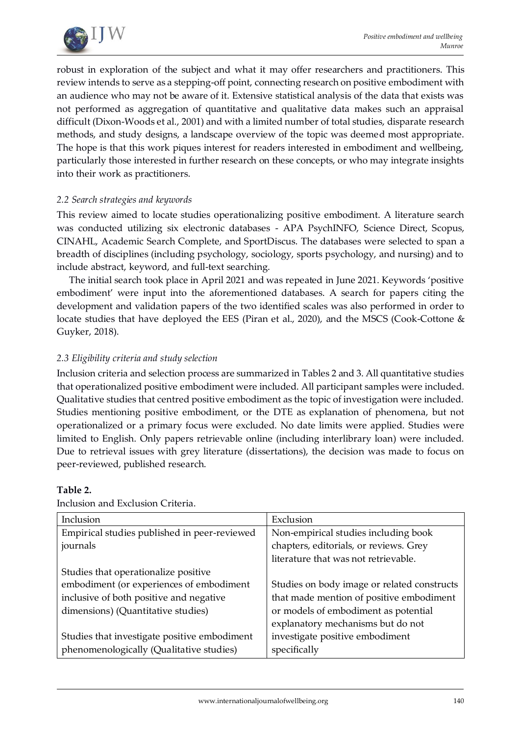robust in exploration of the subject and what it may offer researchers and practitioners. This review intends to serve as a stepping-off point, connecting research on positive embodiment with an audience who may not be aware of it. Extensive statistical analysis of the data that exists was not performed as aggregation of quantitative and qualitative data makes such an appraisal difficult (Dixon-Woods et al., 2001) and with a limited number of total studies, disparate research methods, and study designs, a landscape overview of the topic was deemed most appropriate. The hope is that this work piques interest for readers interested in embodiment and wellbeing, particularly those interested in further research on these concepts, or who may integrate insights into their work as practitioners.

### *2.2 Search strategies and keywords*

This review aimed to locate studies operationalizing positive embodiment. A literature search was conducted utilizing six electronic databases - APA PsychINFO, Science Direct, Scopus, CINAHL, Academic Search Complete, and SportDiscus. The databases were selected to span a breadth of disciplines (including psychology, sociology, sports psychology, and nursing) and to include abstract, keyword, and full-text searching.

The initial search took place in April 2021 and was repeated in June 2021. Keywords 'positive embodiment' were input into the aforementioned databases. A search for papers citing the development and validation papers of the two identified scales was also performed in order to locate studies that have deployed the EES (Piran et al., 2020), and the MSCS (Cook-Cottone & Guyker, 2018).

### *2.3 Eligibility criteria and study selection*

Inclusion criteria and selection process are summarized in Tables 2 and 3. All quantitative studies that operationalized positive embodiment were included. All participant samples were included. Qualitative studies that centred positive embodiment as the topic of investigation were included. Studies mentioning positive embodiment, or the DTE as explanation of phenomena, but not operationalized or a primary focus were excluded. No date limits were applied. Studies were limited to English. Only papers retrievable online (including interlibrary loan) were included. Due to retrieval issues with grey literature (dissertations), the decision was made to focus on peer-reviewed, published research.

**Table 2.**

Inclusion and Exclusion Criteria.

| Inclusion | Exclusion |
|---|---|
| Empirical studies published in peer-reviewed journals<br><br>Studies that operationalize positive embodiment (or experiences of embodiment inclusive of both positive and negative dimensions) (Quantitative studies)<br><br>Studies that investigate positive embodiment phenomenologically (Qualitative studies) | Non-empirical studies including book chapters, editorials, or reviews. Grey literature that was not retrievable.<br><br>Studies on body image or related constructs that made mention of positive embodiment or models of embodiment as potential explanatory mechanisms but do not investigate positive embodiment specifically |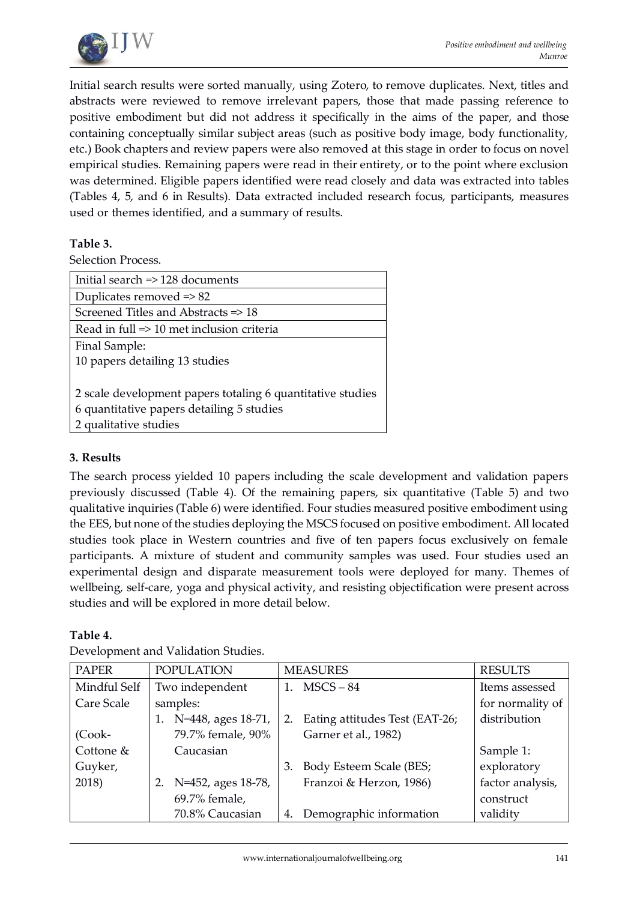Initial search results were sorted manually, using Zotero, to remove duplicates. Next, titles and abstracts were reviewed to remove irrelevant papers, those that made passing reference to positive embodiment but did not address it specifically in the aims of the paper, and those containing conceptually similar subject areas (such as positive body image, body functionality, etc.) Book chapters and review papers were also removed at this stage in order to focus on novel empirical studies. Remaining papers were read in their entirety, or to the point where exclusion was determined. Eligible papers identified were read closely and data was extracted into tables (Tables 4, 5, and 6 in Results). Data extracted included research focus, participants, measures used or themes identified, and a summary of results.

**Table 3.**

Selection Process.

| |
|---|
| Initial search => 128 documents |
| Duplicates removed => 82 |
| Screened Titles and Abstracts => 18 |
| Read in full => 10 met inclusion criteria |
| Final Sample:<br>10 papers detailing 13 studies<br><br>2 scale development papers totaling 6 quantitative studies<br>6 quantitative papers detailing 5 studies<br>2 qualitative studies |

## 3. Results

The search process yielded 10 papers including the scale development and validation papers previously discussed (Table 4). Of the remaining papers, six quantitative (Table 5) and two qualitative inquiries (Table 6) were identified. Four studies measured positive embodiment using the EES, but none of the studies deploying the MSCS focused on positive embodiment. All located studies took place in Western countries and five of ten papers focus exclusively on female participants. A mixture of student and community samples was used. Four studies used an experimental design and disparate measurement tools were deployed for many. Themes of wellbeing, self-care, yoga and physical activity, and resisting objectification were present across studies and will be explored in more detail below.

**Table 4.**

Development and Validation Studies.

| PAPER | POPULATION | MEASURES | RESULTS |
|---|---|---|---|
| Mindful Self Care Scale<br><br>(Cook-Cottone & Guyker, 2018) | Two independent samples:<br>1. N=448, ages 18-71, 79.7% female, 90% Caucasian<br><br>2. N=452, ages 18-78, 69.7% female, 70.8% Caucasian | 1. MSCS – 84<br>2. Eating attitudes Test (EAT-26; Garner et al., 1982)<br>3. Body Esteem Scale (BES; Franzoi & Herzon, 1986)<br>4. Demographic information | Items assessed for normality of distribution<br><br>Sample 1: exploratory factor analysis, construct validity |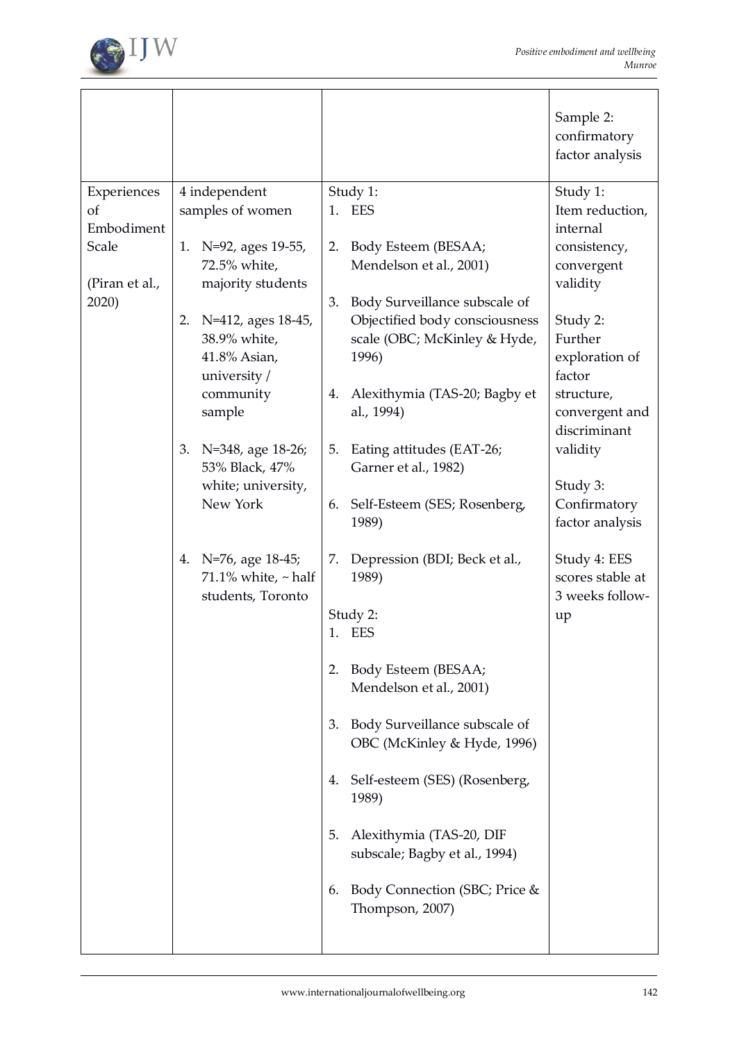| | | | |
|---|---|---|---|
| | | | Sample 2: confirmatory factor analysis |
| Experiences of Embodiment Scale (Piran et al., 2020) | 4 independent samples of women<br><br>1. N=92, ages 19-55, 72.5% white, majority students<br><br>2. N=412, ages 18-45, 38.9% white, 41.8% Asian, university / community sample<br><br>3. N=348, age 18-26; 53% Black, 47% white; university, New York<br><br>4. N=76, age 18-45; 71.1% white, ~ half students, Toronto | Study 1:<br>1. EES<br><br>2. Body Esteem (BESAA; Mendelson et al., 2001)<br><br>3. Body Surveillance subscale of Objectified body consciousness scale (OBC; McKinley & Hyde, 1996)<br><br>4. Alexithymia (TAS-20; Bagby et al., 1994)<br><br>5. Eating attitudes (EAT-26; Garner et al., 1982)<br><br>6. Self-Esteem (SES; Rosenberg, 1989)<br><br>7. Depression (BDI; Beck et al., 1989)<br><br>Study 2:<br>1. EES<br><br>2. Body Esteem (BESAA; Mendelson et al., 2001)<br><br>3. Body Surveillance subscale of OBC (McKinley & Hyde, 1996)<br><br>4. Self-esteem (SES) (Rosenberg, 1989)<br><br>5. Alexithymia (TAS-20, DIF subscale; Bagby et al., 1994)<br><br>6. Body Connection (SBC; Price & Thompson, 2007) | Study 1: Item reduction, internal consistency, convergent validity<br><br>Study 2: Further exploration of factor structure, convergent and discriminant validity<br><br>Study 3: Confirmatory factor analysis<br><br>Study 4: EES scores stable at 3 weeks follow-up |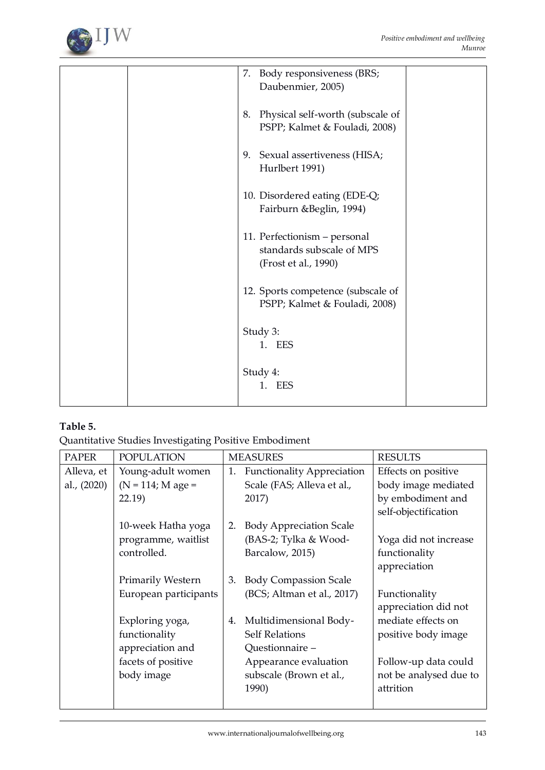| | | 7. Body responsiveness (BRS; Daubenmier, 2005)<br><br>8. Physical self-worth (subscale of PSPP; Kalmet & Fouladi, 2008)<br><br>9. Sexual assertiveness (HISA; Hurlbert 1991)<br><br>10. Disordered eating (EDE-Q; Fairburn &Beglin, 1994)<br><br>11. Perfectionism – personal standards subscale of MPS (Frost et al., 1990)<br><br>12. Sports competence (subscale of PSPP; Kalmet & Fouladi, 2008)<br><br>Study 3:<br>1. EES<br><br>Study 4:<br>1. EES | |
|---|---|---|---|

**Table 5.**

Quantitative Studies Investigating Positive Embodiment

| PAPER | POPULATION | MEASURES | RESULTS |
|---|---|---|---|
| Alleva, et al., (2020) | Young-adult women (N = 114; M age = 22.19)<br><br>10-week Hatha yoga programme, waitlist controlled.<br><br>Primarily Western European participants<br><br>Exploring yoga, functionality appreciation and facets of positive body image | 1. Functionality Appreciation Scale (FAS; Alleva et al., 2017)<br>2. Body Appreciation Scale (BAS-2; Tylka & Wood-Barcalow, 2015)<br>3. Body Compassion Scale (BCS; Altman et al., 2017)<br>4. Multidimensional Body-Self Relations Questionnaire – Appearance evaluation subscale (Brown et al., 1990) | Effects on positive body image mediated by embodiment and self-objectification<br><br>Yoga did not increase functionality appreciation<br><br>Functionality appreciation did not mediate effects on positive body image<br><br>Follow-up data could not be analysed due to attrition |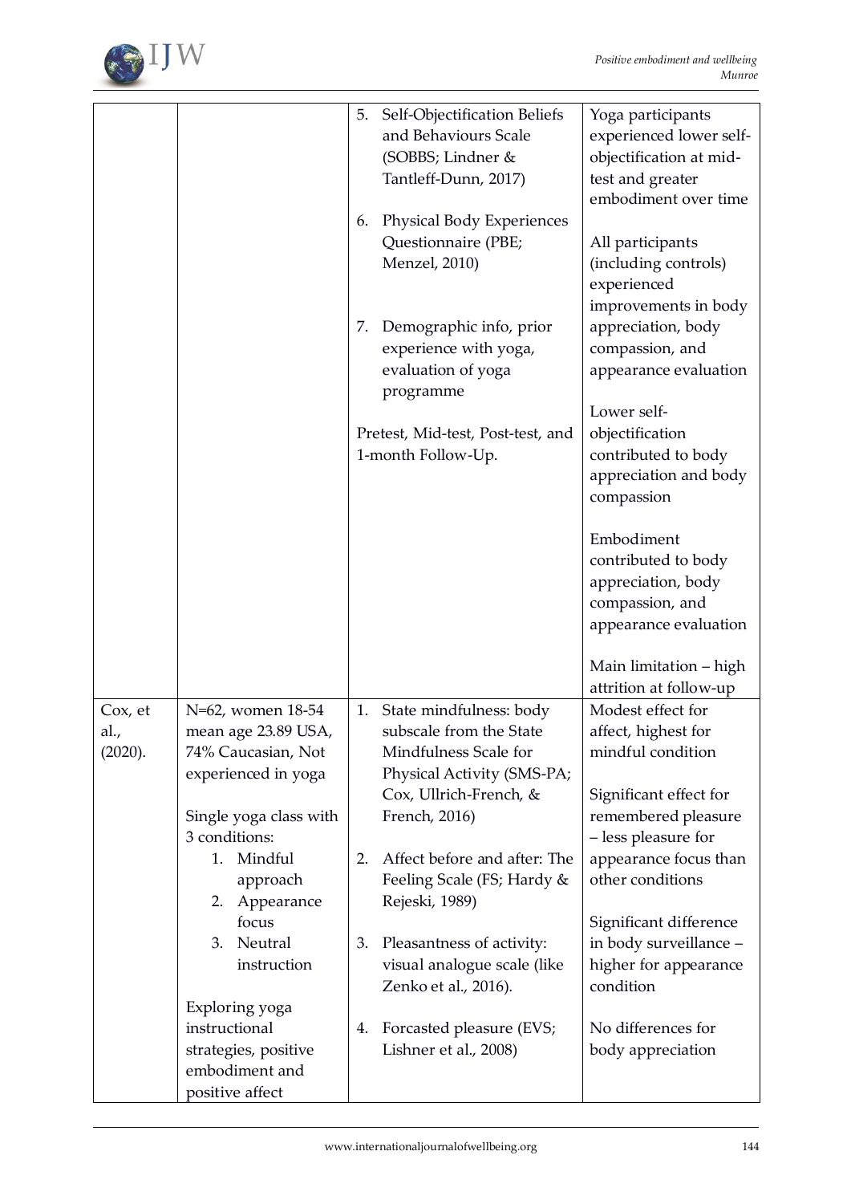| | | | |
|---|---|---|---|
| | | 5. Self-Objectification Beliefs and Behaviours Scale (SOBBS; Lindner & Tantleff-Dunn, 2017)<br><br>6. Physical Body Experiences Questionnaire (PBE; Menzel, 2010)<br><br>7. Demographic info, prior experience with yoga, evaluation of yoga programme<br><br>Pretest, Mid-test, Post-test, and 1-month Follow-Up. | Yoga participants experienced lower self-objectification at mid-test and greater embodiment over time<br><br>All participants (including controls) experienced improvements in body appreciation, body compassion, and appearance evaluation<br><br>Lower self-objectification contributed to body appreciation and body compassion<br><br>Embodiment contributed to body appreciation, body compassion, and appearance evaluation<br><br>Main limitation – high attrition at follow-up |
| Cox, et al., (2020). | N=62, women 18-54 mean age 23.89 USA, 74% Caucasian, Not experienced in yoga<br><br>Single yoga class with 3 conditions:<br>1. Mindful approach<br>2. Appearance focus<br>3. Neutral instruction<br><br>Exploring yoga instructional strategies, positive embodiment and positive affect | 1. State mindfulness: body subscale from the State Mindfulness Scale for Physical Activity (SMS-PA; Cox, Ullrich-French, & French, 2016)<br><br>2. Affect before and after: The Feeling Scale (FS; Hardy & Rejeski, 1989)<br><br>3. Pleasantness of activity: visual analogue scale (like Zenko et al., 2016).<br><br>4. Forcasted pleasure (EVS; Lishner et al., 2008) | Modest effect for affect, highest for mindful condition<br><br>Significant effect for remembered pleasure – less pleasure for appearance focus than other conditions<br><br>Significant difference in body surveillance – higher for appearance condition<br><br>No differences for body appreciation |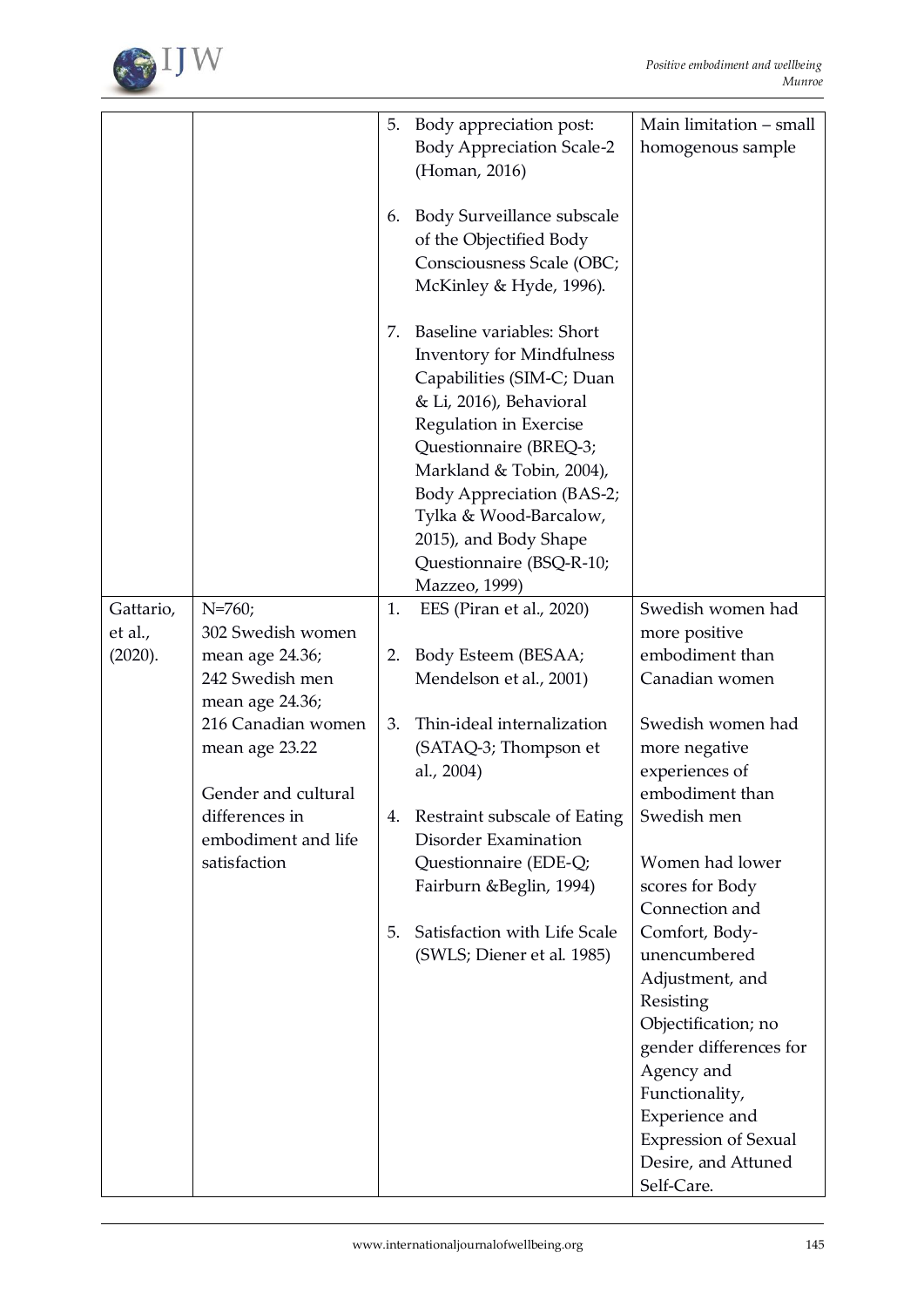| | | | |
|---|---|---|---|
| | | 5. Body appreciation post: Body Appreciation Scale-2 (Homan, 2016)<br><br>6. Body Surveillance subscale of the Objectified Body Consciousness Scale (OBC; McKinley & Hyde, 1996).<br><br>7. Baseline variables: Short Inventory for Mindfulness Capabilities (SIM-C; Duan & Li, 2016), Behavioral Regulation in Exercise Questionnaire (BREQ-3; Markland & Tobin, 2004), Body Appreciation (BAS-2; Tylka & Wood-Barcalow, 2015), and Body Shape Questionnaire (BSQ-R-10; Mazzeo, 1999) | Main limitation – small homogenous sample |
| Gattario, et al., (2020). | N=760;<br>302 Swedish women mean age 24.36;<br>242 Swedish men mean age 24.36;<br>216 Canadian women mean age 23.22<br><br>Gender and cultural differences in embodiment and life satisfaction | 1. EES (Piran et al., 2020)<br><br>2. Body Esteem (BESAA; Mendelson et al., 2001)<br><br>3. Thin-ideal internalization (SATAQ-3; Thompson et al., 2004)<br><br>4. Restraint subscale of Eating Disorder Examination Questionnaire (EDE-Q; Fairburn &Beglin, 1994)<br><br>5. Satisfaction with Life Scale (SWLS; Diener et al. 1985) | Swedish women had more positive embodiment than Canadian women<br><br>Swedish women had more negative experiences of embodiment than Swedish men<br><br>Women had lower scores for Body Connection and Comfort, Body-unencumbered Adjustment, and Resisting Objectification; no gender differences for Agency and Functionality, Experience and Expression of Sexual Desire, and Attuned Self-Care. |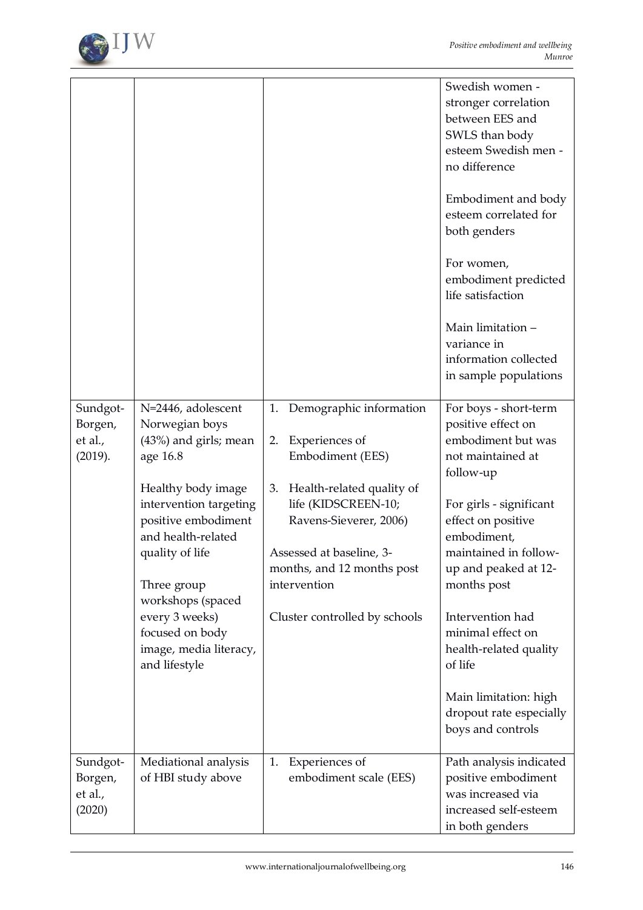| | | | |
|---|---|---|---|
| | | | Swedish women - stronger correlation between EES and SWLS than body esteem Swedish men - no difference<br><br>Embodiment and body esteem correlated for both genders<br><br>For women, embodiment predicted life satisfaction<br><br>Main limitation – variance in information collected in sample populations |
| Sundgot-Borgen, et al., (2019). | N=2446, adolescent Norwegian boys (43%) and girls; mean age 16.8<br><br>Healthy body image intervention targeting positive embodiment and health-related quality of life<br><br>Three group workshops (spaced every 3 weeks) focused on body image, media literacy, and lifestyle | 1. Demographic information<br><br>2. Experiences of Embodiment (EES)<br><br>3. Health-related quality of life (KIDSCREEN-10; Ravens-Sieverer, 2006)<br><br>Assessed at baseline, 3-months, and 12 months post intervention<br><br>Cluster controlled by schools | For boys - short-term positive effect on embodiment but was not maintained at follow-up<br><br>For girls - significant effect on positive embodiment, maintained in follow-up and peaked at 12-months post<br><br>Intervention had minimal effect on health-related quality of life<br><br>Main limitation: high dropout rate especially boys and controls |
| Sundgot-Borgen, et al., (2020) | Mediational analysis of HBI study above | 1. Experiences of embodiment scale (EES) | Path analysis indicated positive embodiment was increased via increased self-esteem in both genders |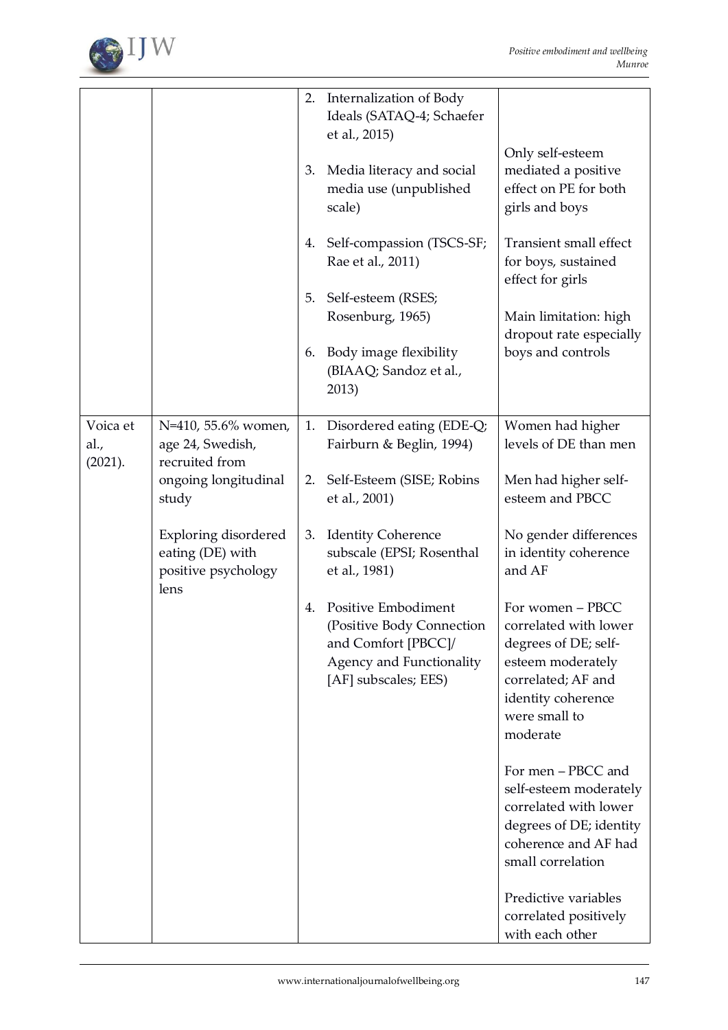| | | | |
|---|---|---|---|
| | | 2. Internalization of Body Ideals (SATAQ-4; Schaefer et al., 2015)<br><br>3. Media literacy and social media use (unpublished scale)<br><br>4. Self-compassion (TSCS-SF; Rae et al., 2011)<br><br>5. Self-esteem (RSES; Rosenburg, 1965)<br><br>6. Body image flexibility (BIAAQ; Sandoz et al., 2013) | Only self-esteem mediated a positive effect on PE for both girls and boys<br><br>Transient small effect for boys, sustained effect for girls<br><br>Main limitation: high dropout rate especially boys and controls |
| Voica et al., (2021). | N=410, 55.6% women, age 24, Swedish, recruited from ongoing longitudinal study<br><br>Exploring disordered eating (DE) with positive psychology lens | 1. Disordered eating (EDE-Q; Fairburn & Beglin, 1994)<br><br>2. Self-Esteem (SISE; Robins et al., 2001)<br><br>3. Identity Coherence subscale (EPSI; Rosenthal et al., 1981)<br><br>4. Positive Embodiment (Positive Body Connection and Comfort [PBCC]/ Agency and Functionality [AF] subscales; EES) | Women had higher levels of DE than men<br><br>Men had higher self-esteem and PBCC<br><br>No gender differences in identity coherence and AF<br><br>For women – PBCC correlated with lower degrees of DE; self-esteem moderately correlated; AF and identity coherence were small to moderate<br><br>For men – PBCC and self-esteem moderately correlated with lower degrees of DE; identity coherence and AF had small correlation<br><br>Predictive variables correlated positively with each other |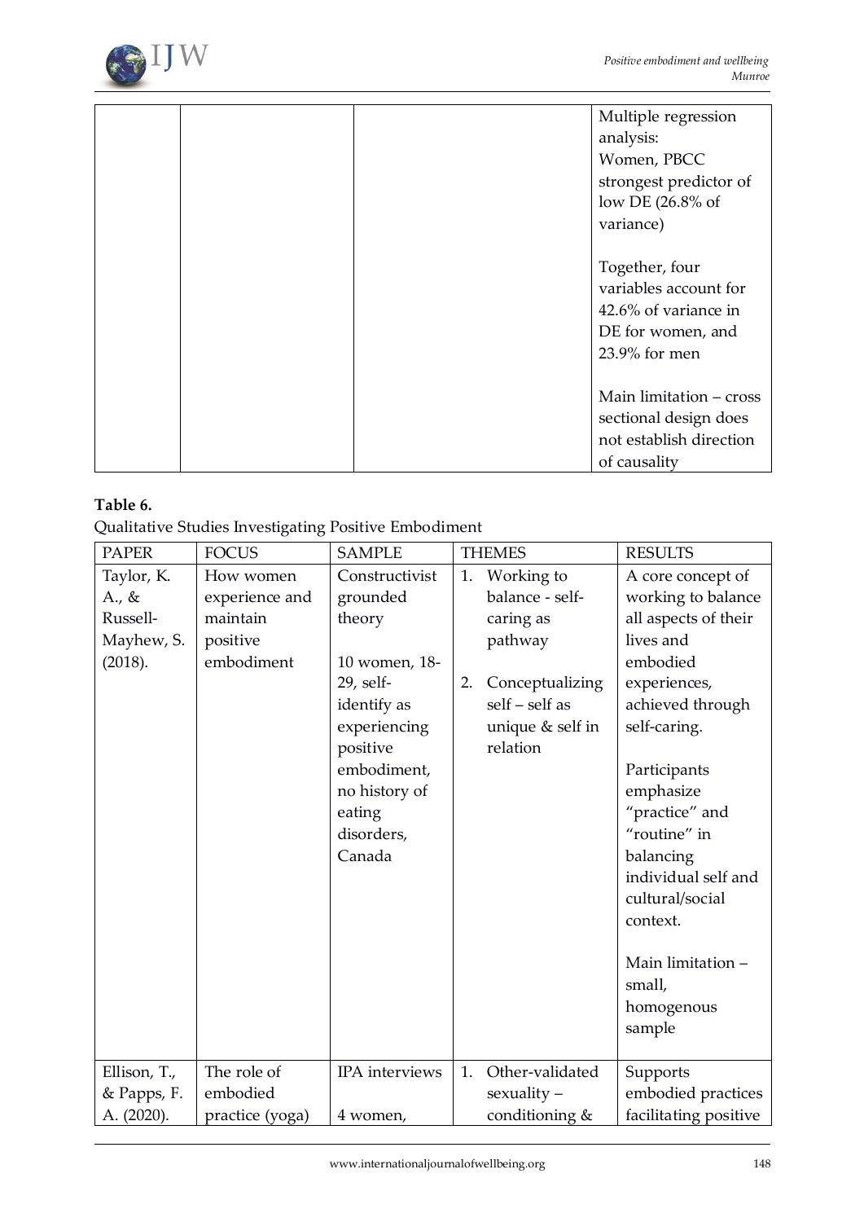|  |  |  | Multiple regression analysis: Women, PBCC strongest predictor of low DE (26.8% of variance) Together, four variables account for 42.6% of variance in DE for women, and 23.9% for men Main limitation – cross sectional design does not establish direction of causality |
|---|---|---|---|

**Table 6.**
Qualitative Studies Investigating Positive Embodiment

| PAPER | FOCUS | SAMPLE | THEMES | RESULTS |
|---|---|---|---|---|
| Taylor, K. A., & Russell-Mayhew, S. (2018). | How women experience and maintain positive embodiment | Constructivist grounded theory 10 women, 18-29, self-identify as experiencing positive embodiment, no history of eating disorders, Canada | 1. Working to balance - self-caring as pathway 2. Conceptualizing self – self as unique & self in relation | A core concept of working to balance all aspects of their lives and embodied experiences, achieved through self-caring. Participants emphasize "practice" and "routine" in balancing individual self and cultural/social context. Main limitation – small, homogenous sample |
| Ellison, T., & Papps, F. A. (2020). | The role of embodied practice (yoga) | IPA interviews 4 women, | 1. Other-validated sexuality – conditioning & | Supports embodied practices facilitating positive |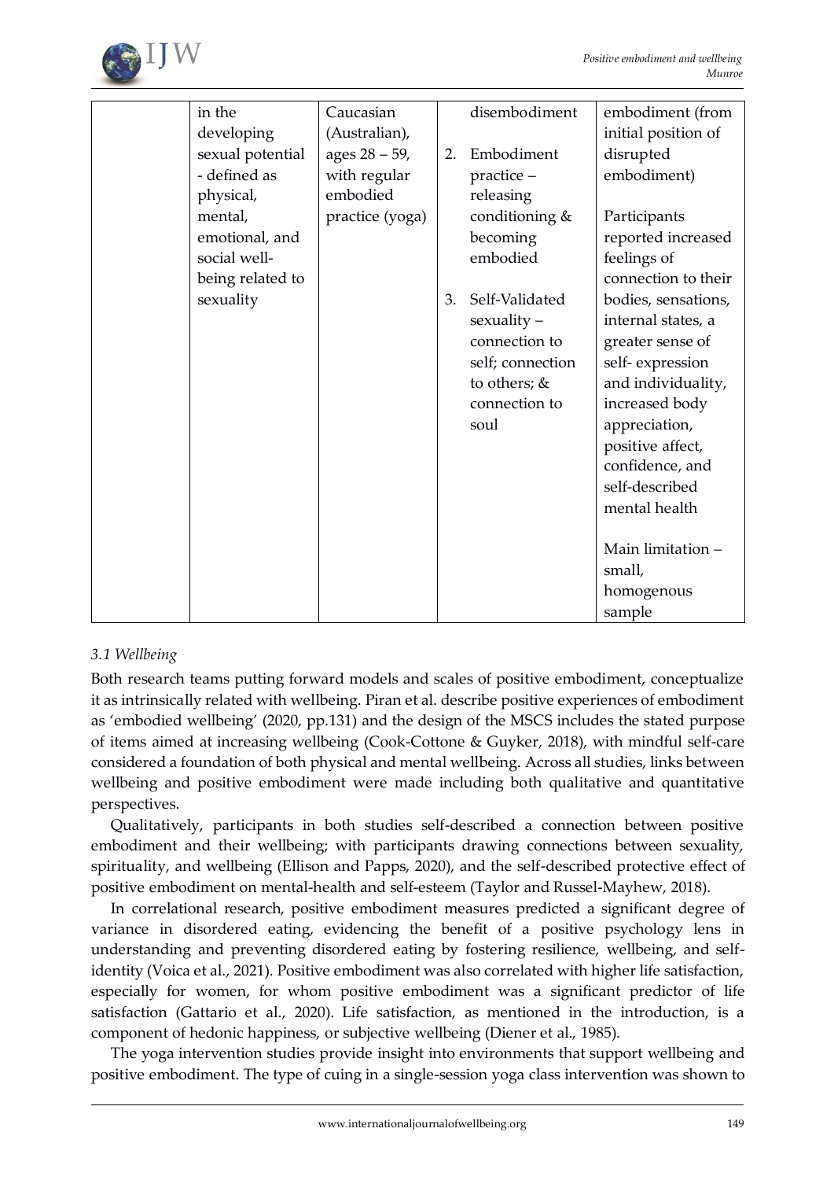| | | | | |
|---|---|---|---|---|
| | in the developing sexual potential - defined as physical, mental, emotional, and social well-being related to sexuality | Caucasian (Australian), ages 28 – 59, with regular embodied practice (yoga) | disembodiment<br><br>2. Embodiment practice – releasing conditioning & becoming embodied<br><br>3. Self-Validated sexuality – connection to self; connection to others; & connection to soul | embodiment (from initial position of disrupted embodiment)<br><br>Participants reported increased feelings of connection to their bodies, sensations, internal states, a greater sense of self- expression and individuality, increased body appreciation, positive affect, confidence, and self-described mental health<br><br>Main limitation – small, homogenous sample |

### *3.1 Wellbeing*

Both research teams putting forward models and scales of positive embodiment, conceptualize it as intrinsically related with wellbeing. Piran et al. describe positive experiences of embodiment as 'embodied wellbeing' (2020, pp.131) and the design of the MSCS includes the stated purpose of items aimed at increasing wellbeing (Cook-Cottone & Guyker, 2018), with mindful self-care considered a foundation of both physical and mental wellbeing. Across all studies, links between wellbeing and positive embodiment were made including both qualitative and quantitative perspectives.

Qualitatively, participants in both studies self-described a connection between positive embodiment and their wellbeing; with participants drawing connections between sexuality, spirituality, and wellbeing (Ellison and Papps, 2020), and the self-described protective effect of positive embodiment on mental-health and self-esteem (Taylor and Russel-Mayhew, 2018).

In correlational research, positive embodiment measures predicted a significant degree of variance in disordered eating, evidencing the benefit of a positive psychology lens in understanding and preventing disordered eating by fostering resilience, wellbeing, and self-identity (Voica et al., 2021). Positive embodiment was also correlated with higher life satisfaction, especially for women, for whom positive embodiment was a significant predictor of life satisfaction (Gattario et al., 2020). Life satisfaction, as mentioned in the introduction, is a component of hedonic happiness, or subjective wellbeing (Diener et al., 1985).

The yoga intervention studies provide insight into environments that support wellbeing and positive embodiment. The type of cuing in a single-session yoga class intervention was shown to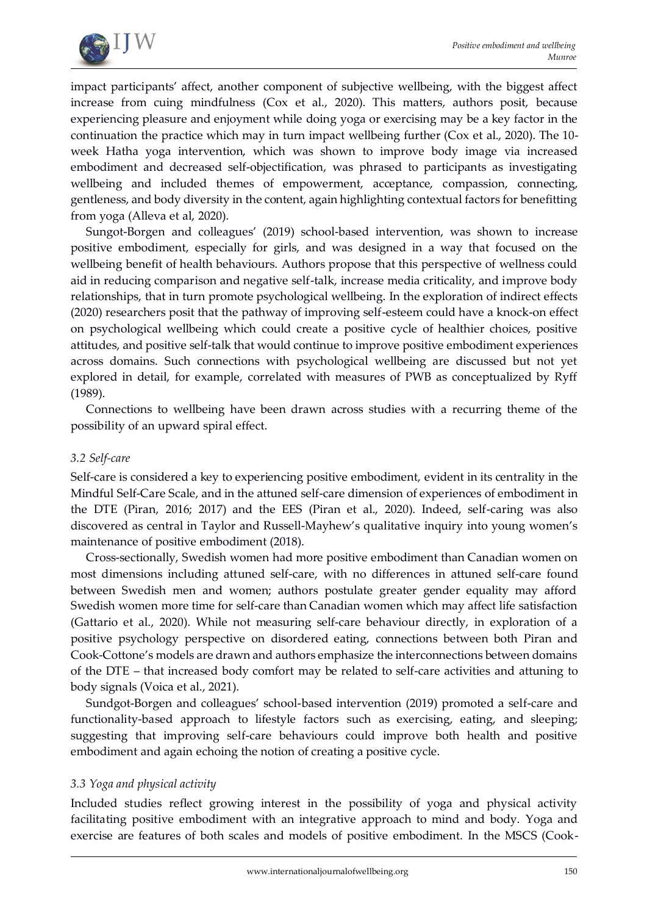impact participants' affect, another component of subjective wellbeing, with the biggest affect increase from cuing mindfulness (Cox et al., 2020). This matters, authors posit, because experiencing pleasure and enjoyment while doing yoga or exercising may be a key factor in the continuation the practice which may in turn impact wellbeing further (Cox et al., 2020). The 10-week Hatha yoga intervention, which was shown to improve body image via increased embodiment and decreased self-objectification, was phrased to participants as investigating wellbeing and included themes of empowerment, acceptance, compassion, connecting, gentleness, and body diversity in the content, again highlighting contextual factors for benefitting from yoga (Alleva et al, 2020).

Sungot-Borgen and colleagues' (2019) school-based intervention, was shown to increase positive embodiment, especially for girls, and was designed in a way that focused on the wellbeing benefit of health behaviours. Authors propose that this perspective of wellness could aid in reducing comparison and negative self-talk, increase media criticality, and improve body relationships, that in turn promote psychological wellbeing. In the exploration of indirect effects (2020) researchers posit that the pathway of improving self-esteem could have a knock-on effect on psychological wellbeing which could create a positive cycle of healthier choices, positive attitudes, and positive self-talk that would continue to improve positive embodiment experiences across domains. Such connections with psychological wellbeing are discussed but not yet explored in detail, for example, correlated with measures of PWB as conceptualized by Ryff (1989).

Connections to wellbeing have been drawn across studies with a recurring theme of the possibility of an upward spiral effect.

### *3.2 Self-care*

Self-care is considered a key to experiencing positive embodiment, evident in its centrality in the Mindful Self-Care Scale, and in the attuned self-care dimension of experiences of embodiment in the DTE (Piran, 2016; 2017) and the EES (Piran et al., 2020). Indeed, self-caring was also discovered as central in Taylor and Russell-Mayhew's qualitative inquiry into young women's maintenance of positive embodiment (2018).

Cross-sectionally, Swedish women had more positive embodiment than Canadian women on most dimensions including attuned self-care, with no differences in attuned self-care found between Swedish men and women; authors postulate greater gender equality may afford Swedish women more time for self-care than Canadian women which may affect life satisfaction (Gattario et al., 2020). While not measuring self-care behaviour directly, in exploration of a positive psychology perspective on disordered eating, connections between both Piran and Cook-Cottone's models are drawn and authors emphasize the interconnections between domains of the DTE – that increased body comfort may be related to self-care activities and attuning to body signals (Voica et al., 2021).

Sundgot-Borgen and colleagues' school-based intervention (2019) promoted a self-care and functionality-based approach to lifestyle factors such as exercising, eating, and sleeping; suggesting that improving self-care behaviours could improve both health and positive embodiment and again echoing the notion of creating a positive cycle.

### *3.3 Yoga and physical activity*

Included studies reflect growing interest in the possibility of yoga and physical activity facilitating positive embodiment with an integrative approach to mind and body. Yoga and exercise are features of both scales and models of positive embodiment. In the MSCS (Cook-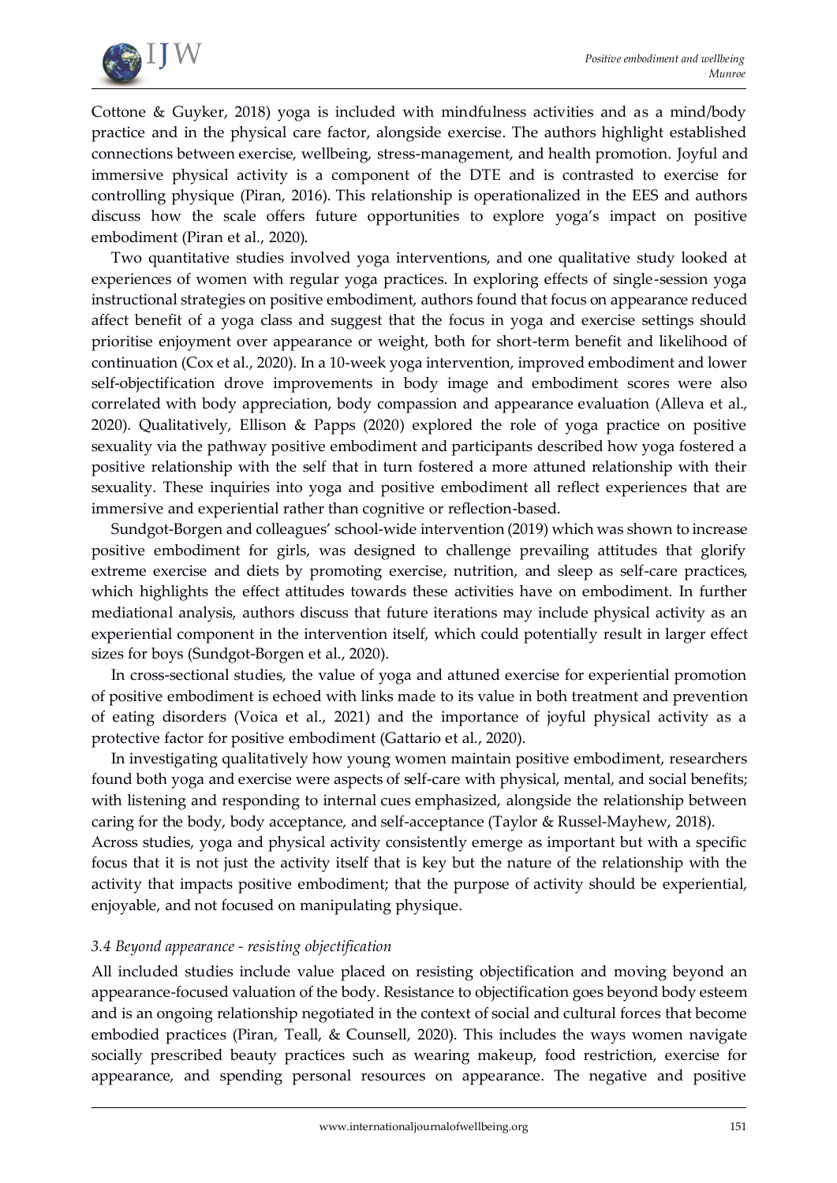Cottone & Guyker, 2018) yoga is included with mindfulness activities and as a mind/body practice and in the physical care factor, alongside exercise. The authors highlight established connections between exercise, wellbeing, stress-management, and health promotion. Joyful and immersive physical activity is a component of the DTE and is contrasted to exercise for controlling physique (Piran, 2016). This relationship is operationalized in the EES and authors discuss how the scale offers future opportunities to explore yoga's impact on positive embodiment (Piran et al., 2020).

Two quantitative studies involved yoga interventions, and one qualitative study looked at experiences of women with regular yoga practices. In exploring effects of single-session yoga instructional strategies on positive embodiment, authors found that focus on appearance reduced affect benefit of a yoga class and suggest that the focus in yoga and exercise settings should prioritise enjoyment over appearance or weight, both for short-term benefit and likelihood of continuation (Cox et al., 2020). In a 10-week yoga intervention, improved embodiment and lower self-objectification drove improvements in body image and embodiment scores were also correlated with body appreciation, body compassion and appearance evaluation (Alleva et al., 2020). Qualitatively, Ellison & Papps (2020) explored the role of yoga practice on positive sexuality via the pathway positive embodiment and participants described how yoga fostered a positive relationship with the self that in turn fostered a more attuned relationship with their sexuality. These inquiries into yoga and positive embodiment all reflect experiences that are immersive and experiential rather than cognitive or reflection-based.

Sundgot-Borgen and colleagues' school-wide intervention (2019) which was shown to increase positive embodiment for girls, was designed to challenge prevailing attitudes that glorify extreme exercise and diets by promoting exercise, nutrition, and sleep as self-care practices, which highlights the effect attitudes towards these activities have on embodiment. In further mediational analysis, authors discuss that future iterations may include physical activity as an experiential component in the intervention itself, which could potentially result in larger effect sizes for boys (Sundgot-Borgen et al., 2020).

In cross-sectional studies, the value of yoga and attuned exercise for experiential promotion of positive embodiment is echoed with links made to its value in both treatment and prevention of eating disorders (Voica et al., 2021) and the importance of joyful physical activity as a protective factor for positive embodiment (Gattario et al., 2020).

In investigating qualitatively how young women maintain positive embodiment, researchers found both yoga and exercise were aspects of self-care with physical, mental, and social benefits; with listening and responding to internal cues emphasized, alongside the relationship between caring for the body, body acceptance, and self-acceptance (Taylor & Russel-Mayhew, 2018).

Across studies, yoga and physical activity consistently emerge as important but with a specific focus that it is not just the activity itself that is key but the nature of the relationship with the activity that impacts positive embodiment; that the purpose of activity should be experiential, enjoyable, and not focused on manipulating physique.

### *3.4 Beyond appearance - resisting objectification*

All included studies include value placed on resisting objectification and moving beyond an appearance-focused valuation of the body. Resistance to objectification goes beyond body esteem and is an ongoing relationship negotiated in the context of social and cultural forces that become embodied practices (Piran, Teall, & Counsell, 2020). This includes the ways women navigate socially prescribed beauty practices such as wearing makeup, food restriction, exercise for appearance, and spending personal resources on appearance. The negative and positive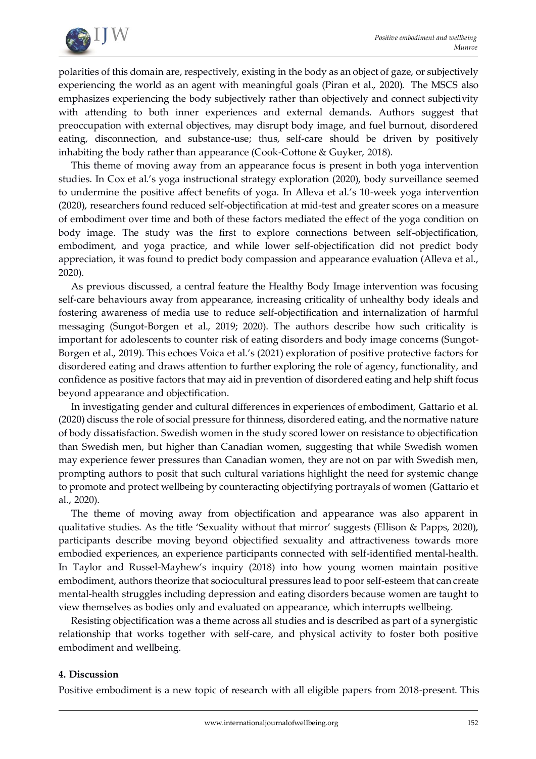polarities of this domain are, respectively, existing in the body as an object of gaze, or subjectively experiencing the world as an agent with meaningful goals (Piran et al., 2020). The MSCS also emphasizes experiencing the body subjectively rather than objectively and connect subjectivity with attending to both inner experiences and external demands. Authors suggest that preoccupation with external objectives, may disrupt body image, and fuel burnout, disordered eating, disconnection, and substance-use; thus, self-care should be driven by positively inhabiting the body rather than appearance (Cook-Cottone & Guyker, 2018).

This theme of moving away from an appearance focus is present in both yoga intervention studies. In Cox et al.'s yoga instructional strategy exploration (2020), body surveillance seemed to undermine the positive affect benefits of yoga. In Alleva et al.'s 10-week yoga intervention (2020), researchers found reduced self-objectification at mid-test and greater scores on a measure of embodiment over time and both of these factors mediated the effect of the yoga condition on body image. The study was the first to explore connections between self-objectification, embodiment, and yoga practice, and while lower self-objectification did not predict body appreciation, it was found to predict body compassion and appearance evaluation (Alleva et al., 2020).

As previous discussed, a central feature the Healthy Body Image intervention was focusing self-care behaviours away from appearance, increasing criticality of unhealthy body ideals and fostering awareness of media use to reduce self-objectification and internalization of harmful messaging (Sungot-Borgen et al., 2019; 2020). The authors describe how such criticality is important for adolescents to counter risk of eating disorders and body image concerns (Sungot-Borgen et al., 2019). This echoes Voica et al.'s (2021) exploration of positive protective factors for disordered eating and draws attention to further exploring the role of agency, functionality, and confidence as positive factors that may aid in prevention of disordered eating and help shift focus beyond appearance and objectification.

In investigating gender and cultural differences in experiences of embodiment, Gattario et al. (2020) discuss the role of social pressure for thinness, disordered eating, and the normative nature of body dissatisfaction. Swedish women in the study scored lower on resistance to objectification than Swedish men, but higher than Canadian women, suggesting that while Swedish women may experience fewer pressures than Canadian women, they are not on par with Swedish men, prompting authors to posit that such cultural variations highlight the need for systemic change to promote and protect wellbeing by counteracting objectifying portrayals of women (Gattario et al., 2020).

The theme of moving away from objectification and appearance was also apparent in qualitative studies. As the title 'Sexuality without that mirror' suggests (Ellison & Papps, 2020), participants describe moving beyond objectified sexuality and attractiveness towards more embodied experiences, an experience participants connected with self-identified mental-health. In Taylor and Russel-Mayhew's inquiry (2018) into how young women maintain positive embodiment, authors theorize that sociocultural pressures lead to poor self-esteem that can create mental-health struggles including depression and eating disorders because women are taught to view themselves as bodies only and evaluated on appearance, which interrupts wellbeing.

Resisting objectification was a theme across all studies and is described as part of a synergistic relationship that works together with self-care, and physical activity to foster both positive embodiment and wellbeing.

## 4. Discussion

Positive embodiment is a new topic of research with all eligible papers from 2018-present. This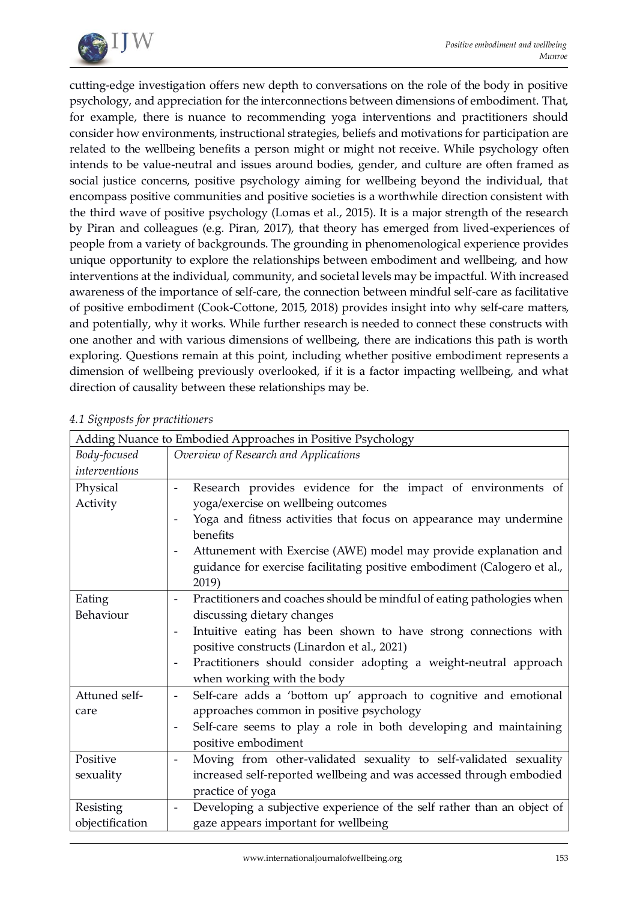cutting-edge investigation offers new depth to conversations on the role of the body in positive psychology, and appreciation for the interconnections between dimensions of embodiment. That, for example, there is nuance to recommending yoga interventions and practitioners should consider how environments, instructional strategies, beliefs and motivations for participation are related to the wellbeing benefits a person might or might not receive. While psychology often intends to be value-neutral and issues around bodies, gender, and culture are often framed as social justice concerns, positive psychology aiming for wellbeing beyond the individual, that encompass positive communities and positive societies is a worthwhile direction consistent with the third wave of positive psychology (Lomas et al., 2015). It is a major strength of the research by Piran and colleagues (e.g. Piran, 2017), that theory has emerged from lived-experiences of people from a variety of backgrounds. The grounding in phenomenological experience provides unique opportunity to explore the relationships between embodiment and wellbeing, and how interventions at the individual, community, and societal levels may be impactful. With increased awareness of the importance of self-care, the connection between mindful self-care as facilitative of positive embodiment (Cook-Cottone, 2015, 2018) provides insight into why self-care matters, and potentially, why it works. While further research is needed to connect these constructs with one another and with various dimensions of wellbeing, there are indications this path is worth exploring. Questions remain at this point, including whether positive embodiment represents a dimension of wellbeing previously overlooked, if it is a factor impacting wellbeing, and what direction of causality between these relationships may be.

*4.1 Signposts for practitioners*

| Adding Nuance to Embodied Approaches in Positive Psychology | |
|---|---|
| *Body-focused interventions* | *Overview of Research and Applications* |
| Physical Activity | - Research provides evidence for the impact of environments of yoga/exercise on wellbeing outcomes<br>- Yoga and fitness activities that focus on appearance may undermine benefits<br>- Attunement with Exercise (AWE) model may provide explanation and guidance for exercise facilitating positive embodiment (Calogero et al., 2019) |
| Eating Behaviour | - Practitioners and coaches should be mindful of eating pathologies when discussing dietary changes<br>- Intuitive eating has been shown to have strong connections with positive constructs (Linardon et al., 2021)<br>- Practitioners should consider adopting a weight-neutral approach when working with the body |
| Attuned self-care | - Self-care adds a 'bottom up' approach to cognitive and emotional approaches common in positive psychology<br>- Self-care seems to play a role in both developing and maintaining positive embodiment |
| Positive sexuality | - Moving from other-validated sexuality to self-validated sexuality increased self-reported wellbeing and was accessed through embodied practice of yoga |
| Resisting objectification | - Developing a subjective experience of the self rather than an object of gaze appears important for wellbeing |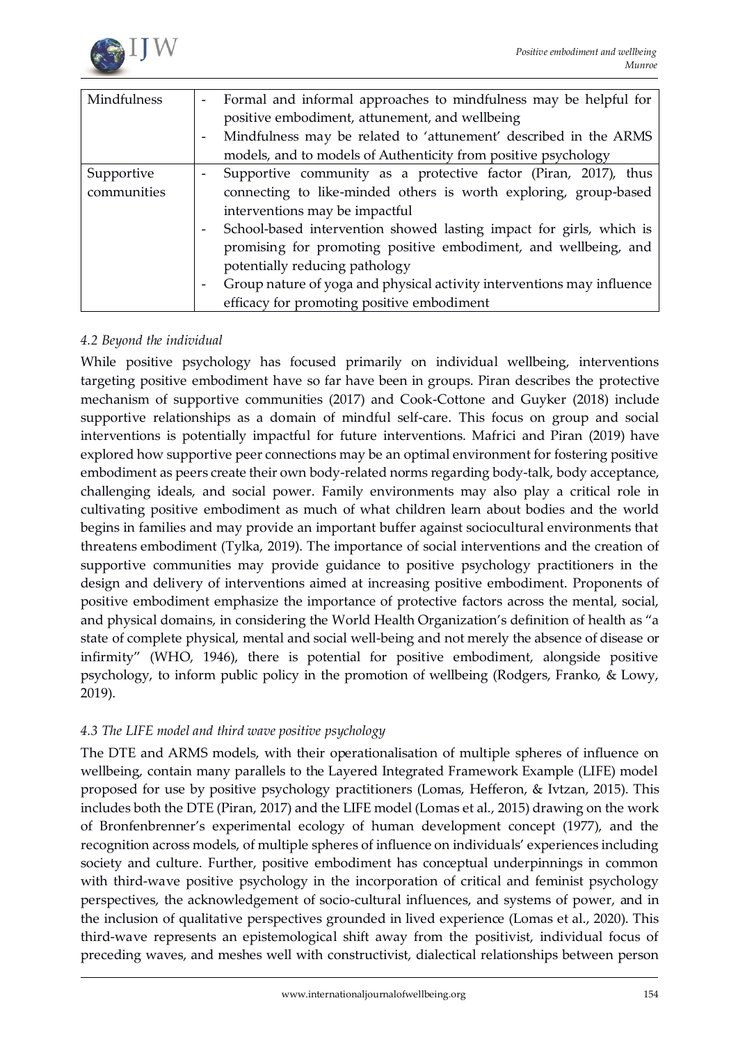| | |
|---|---|
| Mindfulness | - Formal and informal approaches to mindfulness may be helpful for positive embodiment, attunement, and wellbeing<br>- Mindfulness may be related to 'attunement' described in the ARMS models, and to models of Authenticity from positive psychology |
| Supportive communities | - Supportive community as a protective factor (Piran, 2017), thus connecting to like-minded others is worth exploring, group-based interventions may be impactful<br>- School-based intervention showed lasting impact for girls, which is promising for promoting positive embodiment, and wellbeing, and potentially reducing pathology<br>- Group nature of yoga and physical activity interventions may influence efficacy for promoting positive embodiment |

### *4.2 Beyond the individual*

While positive psychology has focused primarily on individual wellbeing, interventions targeting positive embodiment have so far have been in groups. Piran describes the protective mechanism of supportive communities (2017) and Cook-Cottone and Guyker (2018) include supportive relationships as a domain of mindful self-care. This focus on group and social interventions is potentially impactful for future interventions. Mafrici and Piran (2019) have explored how supportive peer connections may be an optimal environment for fostering positive embodiment as peers create their own body-related norms regarding body-talk, body acceptance, challenging ideals, and social power. Family environments may also play a critical role in cultivating positive embodiment as much of what children learn about bodies and the world begins in families and may provide an important buffer against sociocultural environments that threatens embodiment (Tylka, 2019). The importance of social interventions and the creation of supportive communities may provide guidance to positive psychology practitioners in the design and delivery of interventions aimed at increasing positive embodiment. Proponents of positive embodiment emphasize the importance of protective factors across the mental, social, and physical domains, in considering the World Health Organization's definition of health as "a state of complete physical, mental and social well-being and not merely the absence of disease or infirmity" (WHO, 1946), there is potential for positive embodiment, alongside positive psychology, to inform public policy in the promotion of wellbeing (Rodgers, Franko, & Lowy, 2019).

### *4.3 The LIFE model and third wave positive psychology*

The DTE and ARMS models, with their operationalisation of multiple spheres of influence on wellbeing, contain many parallels to the Layered Integrated Framework Example (LIFE) model proposed for use by positive psychology practitioners (Lomas, Hefferon, & Ivtzan, 2015). This includes both the DTE (Piran, 2017) and the LIFE model (Lomas et al., 2015) drawing on the work of Bronfenbrenner's experimental ecology of human development concept (1977), and the recognition across models, of multiple spheres of influence on individuals' experiences including society and culture. Further, positive embodiment has conceptual underpinnings in common with third-wave positive psychology in the incorporation of critical and feminist psychology perspectives, the acknowledgement of socio-cultural influences, and systems of power, and in the inclusion of qualitative perspectives grounded in lived experience (Lomas et al., 2020). This third-wave represents an epistemological shift away from the positivist, individual focus of preceding waves, and meshes well with constructivist, dialectical relationships between person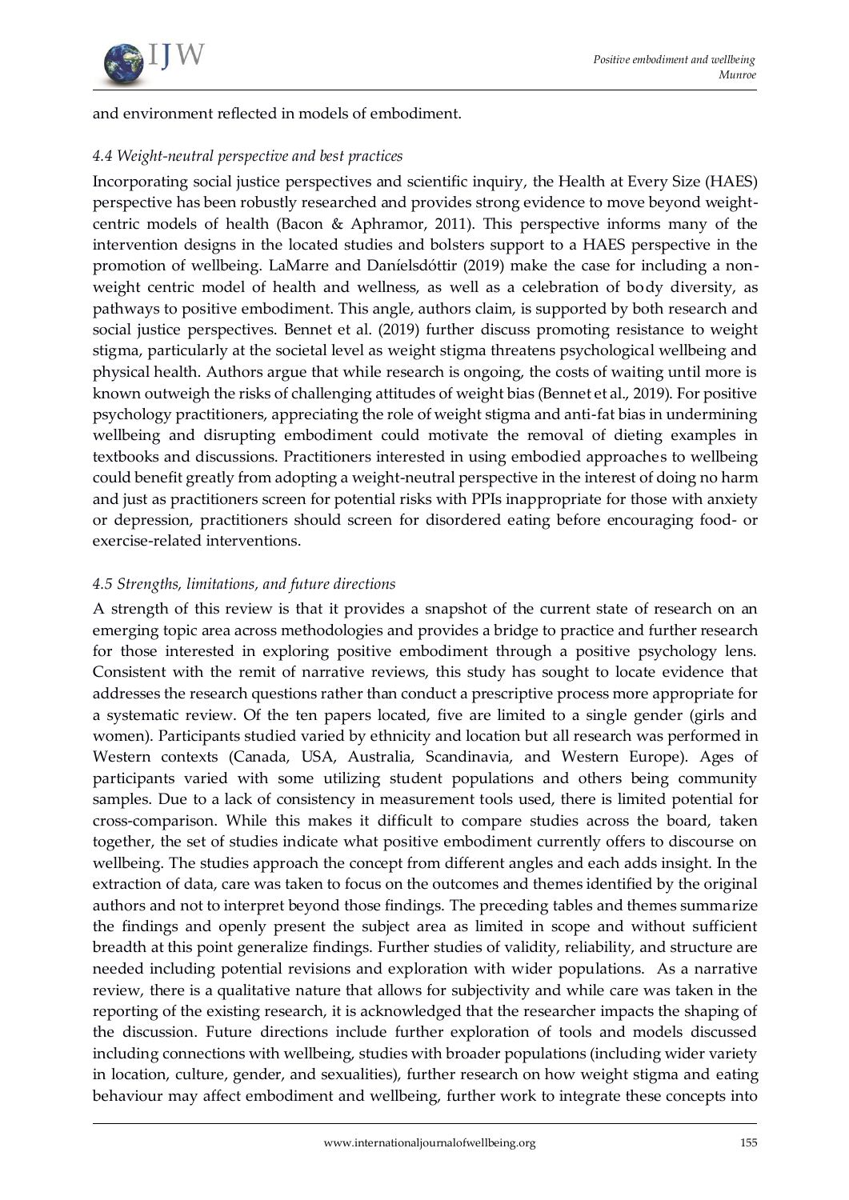and environment reflected in models of embodiment.

### *4.4 Weight-neutral perspective and best practices*

Incorporating social justice perspectives and scientific inquiry, the Health at Every Size (HAES) perspective has been robustly researched and provides strong evidence to move beyond weight-centric models of health (Bacon & Aphramor, 2011). This perspective informs many of the intervention designs in the located studies and bolsters support to a HAES perspective in the promotion of wellbeing. LaMarre and Daníelsdóttir (2019) make the case for including a non-weight centric model of health and wellness, as well as a celebration of body diversity, as pathways to positive embodiment. This angle, authors claim, is supported by both research and social justice perspectives. Bennet et al. (2019) further discuss promoting resistance to weight stigma, particularly at the societal level as weight stigma threatens psychological wellbeing and physical health. Authors argue that while research is ongoing, the costs of waiting until more is known outweigh the risks of challenging attitudes of weight bias (Bennet et al., 2019). For positive psychology practitioners, appreciating the role of weight stigma and anti-fat bias in undermining wellbeing and disrupting embodiment could motivate the removal of dieting examples in textbooks and discussions. Practitioners interested in using embodied approaches to wellbeing could benefit greatly from adopting a weight-neutral perspective in the interest of doing no harm and just as practitioners screen for potential risks with PPIs inappropriate for those with anxiety or depression, practitioners should screen for disordered eating before encouraging food- or exercise-related interventions.

### *4.5 Strengths, limitations, and future directions*

A strength of this review is that it provides a snapshot of the current state of research on an emerging topic area across methodologies and provides a bridge to practice and further research for those interested in exploring positive embodiment through a positive psychology lens. Consistent with the remit of narrative reviews, this study has sought to locate evidence that addresses the research questions rather than conduct a prescriptive process more appropriate for a systematic review. Of the ten papers located, five are limited to a single gender (girls and women). Participants studied varied by ethnicity and location but all research was performed in Western contexts (Canada, USA, Australia, Scandinavia, and Western Europe). Ages of participants varied with some utilizing student populations and others being community samples. Due to a lack of consistency in measurement tools used, there is limited potential for cross-comparison. While this makes it difficult to compare studies across the board, taken together, the set of studies indicate what positive embodiment currently offers to discourse on wellbeing. The studies approach the concept from different angles and each adds insight. In the extraction of data, care was taken to focus on the outcomes and themes identified by the original authors and not to interpret beyond those findings. The preceding tables and themes summarize the findings and openly present the subject area as limited in scope and without sufficient breadth at this point generalize findings. Further studies of validity, reliability, and structure are needed including potential revisions and exploration with wider populations. As a narrative review, there is a qualitative nature that allows for subjectivity and while care was taken in the reporting of the existing research, it is acknowledged that the researcher impacts the shaping of the discussion. Future directions include further exploration of tools and models discussed including connections with wellbeing, studies with broader populations (including wider variety in location, culture, gender, and sexualities), further research on how weight stigma and eating behaviour may affect embodiment and wellbeing, further work to integrate these concepts into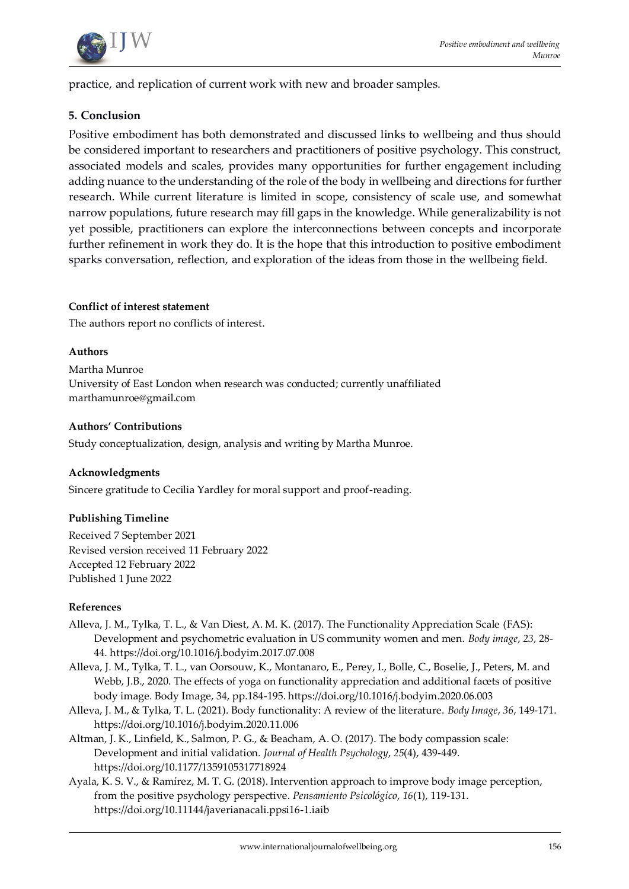practice, and replication of current work with new and broader samples.

## 5. Conclusion

Positive embodiment has both demonstrated and discussed links to wellbeing and thus should be considered important to researchers and practitioners of positive psychology. This construct, associated models and scales, provides many opportunities for further engagement including adding nuance to the understanding of the role of the body in wellbeing and directions for further research. While current literature is limited in scope, consistency of scale use, and somewhat narrow populations, future research may fill gaps in the knowledge. While generalizability is not yet possible, practitioners can explore the interconnections between concepts and incorporate further refinement in work they do. It is the hope that this introduction to positive embodiment sparks conversation, reflection, and exploration of the ideas from those in the wellbeing field.

#### Conflict of interest statement

The authors report no conflicts of interest.

#### Authors

Martha Munroe
University of East London when research was conducted; currently unaffiliated
marthamunroe@gmail.com

#### Authors' Contributions

Study conceptualization, design, analysis and writing by Martha Munroe.

#### Acknowledgments

Sincere gratitude to Cecilia Yardley for moral support and proof-reading.

#### Publishing Timeline

Received 7 September 2021
Revised version received 11 February 2022
Accepted 12 February 2022
Published 1 June 2022

#### References

Alleva, J. M., Tylka, T. L., & Van Diest, A. M. K. (2017). The Functionality Appreciation Scale (FAS): Development and psychometric evaluation in US community women and men. *Body image*, *23*, 28-44. https://doi.org/10.1016/j.bodyim.2017.07.008

Alleva, J. M., Tylka, T. L., van Oorsouw, K., Montanaro, E., Perey, I., Bolle, C., Boselie, J., Peters, M. and Webb, J.B., 2020. The effects of yoga on functionality appreciation and additional facets of positive body image. Body Image, 34, pp.184-195. https://doi.org/10.1016/j.bodyim.2020.06.003

Alleva, J. M., & Tylka, T. L. (2021). Body functionality: A review of the literature. *Body Image*, *36*, 149-171. https://doi.org/10.1016/j.bodyim.2020.11.006

Altman, J. K., Linfield, K., Salmon, P. G., & Beacham, A. O. (2017). The body compassion scale: Development and initial validation. *Journal of Health Psychology*, *25*(4), 439-449. https://doi.org/10.1177/1359105317718924

Ayala, K. S. V., & Ramírez, M. T. G. (2018). Intervention approach to improve body image perception, from the positive psychology perspective. *Pensamiento Psicológico*, *16*(1), 119-131. https://doi.org/10.11144/javerianacali.ppsi16-1.iaib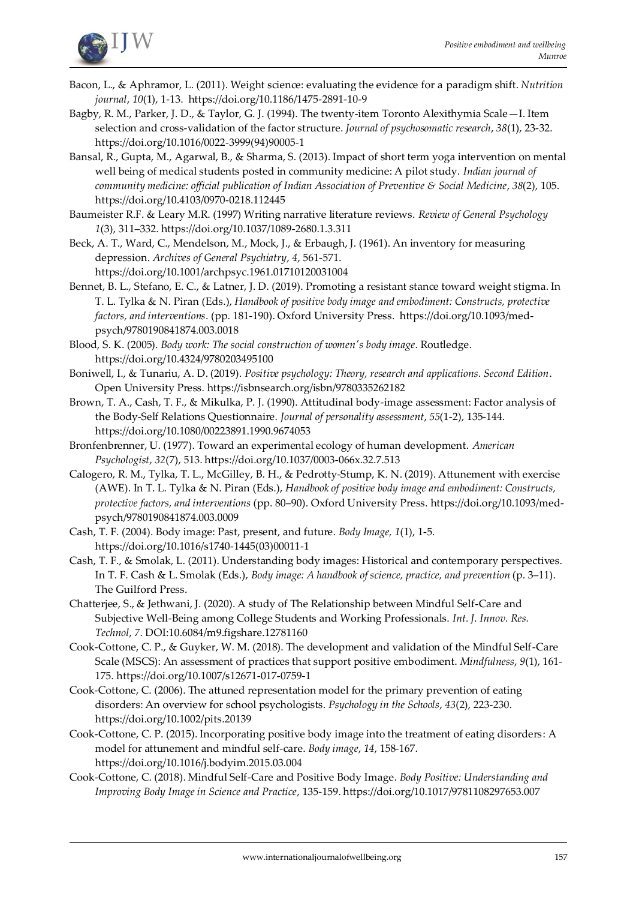Bacon, L., & Aphramor, L. (2011). Weight science: evaluating the evidence for a paradigm shift. *Nutrition journal*, *10*(1), 1-13. https://doi.org/10.1186/1475-2891-10-9

Bagby, R. M., Parker, J. D., & Taylor, G. J. (1994). The twenty-item Toronto Alexithymia Scale—I. Item selection and cross-validation of the factor structure. *Journal of psychosomatic research*, *38*(1), 23-32. https://doi.org/10.1016/0022-3999(94)90005-1

Bansal, R., Gupta, M., Agarwal, B., & Sharma, S. (2013). Impact of short term yoga intervention on mental well being of medical students posted in community medicine: A pilot study. *Indian journal of community medicine: official publication of Indian Association of Preventive & Social Medicine*, *38*(2), 105. https://doi.org/10.4103/0970-0218.112445

Baumeister R.F. & Leary M.R. (1997) Writing narrative literature reviews. *Review of General Psychology 1*(3), 311–332. https://doi.org/10.1037/1089-2680.1.3.311

Beck, A. T., Ward, C., Mendelson, M., Mock, J., & Erbaugh, J. (1961). An inventory for measuring depression. *Archives of General Psychiatry*, *4*, 561-571. https://doi.org/10.1001/archpsyc.1961.01710120031004

Bennet, B. L., Stefano, E. C., & Latner, J. D. (2019). Promoting a resistant stance toward weight stigma. In T. L. Tylka & N. Piran (Eds.), *Handbook of positive body image and embodiment: Constructs, protective factors, and interventions*. (pp. 181-190). Oxford University Press. https://doi.org/10.1093/med-psych/9780190841874.003.0018

Blood, S. K. (2005). *Body work: The social construction of women's body image*. Routledge. https://doi.org/10.4324/9780203495100

Boniwell, I., & Tunariu, A. D. (2019). *Positive psychology: Theory, research and applications. Second Edition*. Open University Press. https://isbnsearch.org/isbn/9780335262182

Brown, T. A., Cash, T. F., & Mikulka, P. J. (1990). Attitudinal body-image assessment: Factor analysis of the Body-Self Relations Questionnaire. *Journal of personality assessment*, *55*(1-2), 135-144. https://doi.org/10.1080/00223891.1990.9674053

Bronfenbrenner, U. (1977). Toward an experimental ecology of human development. *American Psychologist*, *32*(7), 513. https://doi.org/10.1037/0003-066x.32.7.513

Calogero, R. M., Tylka, T. L., McGilley, B. H., & Pedrotty-Stump, K. N. (2019). Attunement with exercise (AWE). In T. L. Tylka & N. Piran (Eds.), *Handbook of positive body image and embodiment: Constructs, protective factors, and interventions* (pp. 80–90). Oxford University Press. https://doi.org/10.1093/med-psych/9780190841874.003.0009

Cash, T. F. (2004). Body image: Past, present, and future. *Body Image, 1*(1), 1-5. https://doi.org/10.1016/s1740-1445(03)00011-1

Cash, T. F., & Smolak, L. (2011). Understanding body images: Historical and contemporary perspectives. In T. F. Cash & L. Smolak (Eds.), *Body image: A handbook of science, practice, and prevention* (p. 3–11). The Guilford Press.

Chatterjee, S., & Jethwani, J. (2020). A study of The Relationship between Mindful Self-Care and Subjective Well-Being among College Students and Working Professionals. *Int. J. Innov. Res. Technol*, *7*. DOI:10.6084/m9.figshare.12781160

Cook-Cottone, C. P., & Guyker, W. M. (2018). The development and validation of the Mindful Self-Care Scale (MSCS): An assessment of practices that support positive embodiment. *Mindfulness*, *9*(1), 161-175. https://doi.org/10.1007/s12671-017-0759-1

Cook-Cottone, C. (2006). The attuned representation model for the primary prevention of eating disorders: An overview for school psychologists. *Psychology in the Schools*, *43*(2), 223-230. https://doi.org/10.1002/pits.20139

Cook-Cottone, C. P. (2015). Incorporating positive body image into the treatment of eating disorders: A model for attunement and mindful self-care. *Body image*, *14*, 158-167. https://doi.org/10.1016/j.bodyim.2015.03.004

Cook-Cottone, C. (2018). Mindful Self-Care and Positive Body Image. *Body Positive: Understanding and Improving Body Image in Science and Practice*, 135-159. https://doi.org/10.1017/9781108297653.007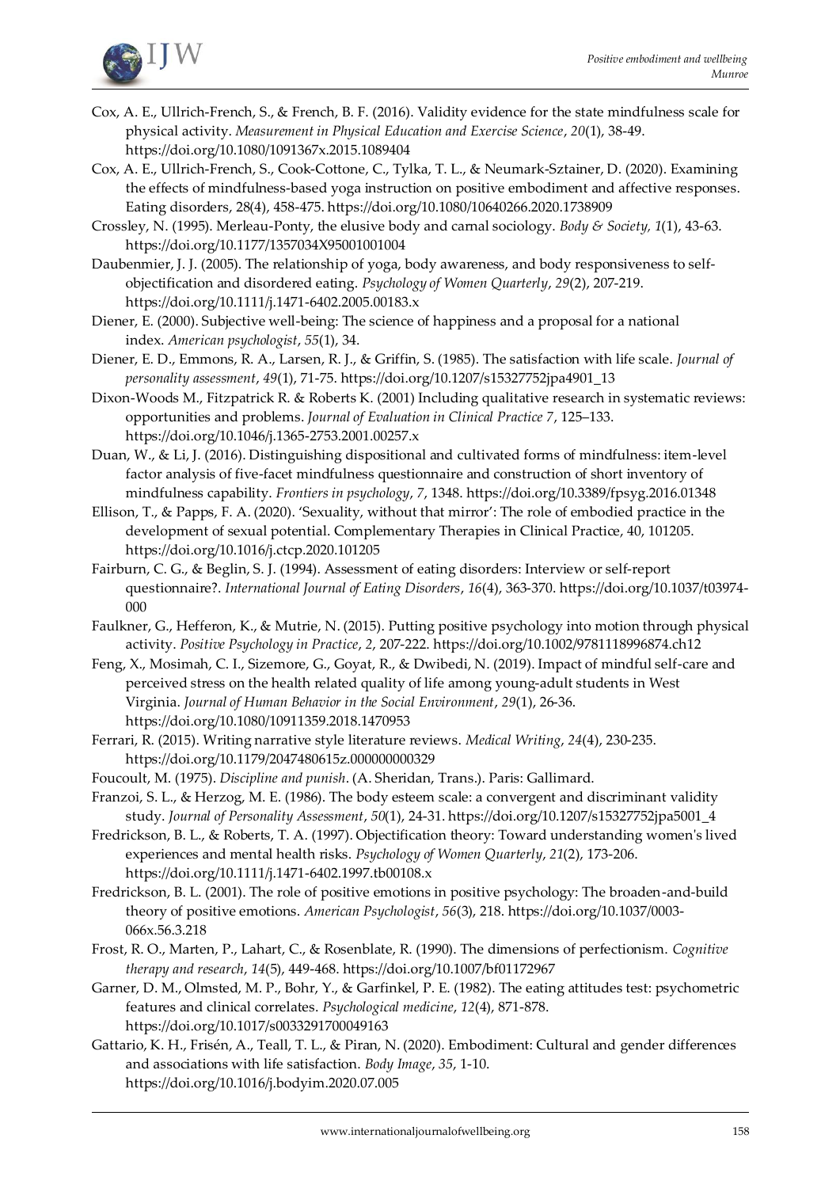Cox, A. E., Ullrich-French, S., & French, B. F. (2016). Validity evidence for the state mindfulness scale for physical activity. *Measurement in Physical Education and Exercise Science*, *20*(1), 38-49. https://doi.org/10.1080/1091367x.2015.1089404

Cox, A. E., Ullrich-French, S., Cook-Cottone, C., Tylka, T. L., & Neumark-Sztainer, D. (2020). Examining the effects of mindfulness-based yoga instruction on positive embodiment and affective responses. Eating disorders, 28(4), 458-475. https://doi.org/10.1080/10640266.2020.1738909

Crossley, N. (1995). Merleau-Ponty, the elusive body and carnal sociology. *Body & Society, 1*(1), 43-63. https://doi.org/10.1177/1357034X95001001004

Daubenmier, J. J. (2005). The relationship of yoga, body awareness, and body responsiveness to self-objectification and disordered eating. *Psychology of Women Quarterly*, *29*(2), 207-219. https://doi.org/10.1111/j.1471-6402.2005.00183.x

Diener, E. (2000). Subjective well-being: The science of happiness and a proposal for a national index. *American psychologist*, *55*(1), 34.

Diener, E. D., Emmons, R. A., Larsen, R. J., & Griffin, S. (1985). The satisfaction with life scale. *Journal of personality assessment*, *49*(1), 71-75. https://doi.org/10.1207/s15327752jpa4901_13

Dixon-Woods M., Fitzpatrick R. & Roberts K. (2001) Including qualitative research in systematic reviews: opportunities and problems. *Journal of Evaluation in Clinical Practice 7*, 125–133. https://doi.org/10.1046/j.1365-2753.2001.00257.x

Duan, W., & Li, J. (2016). Distinguishing dispositional and cultivated forms of mindfulness: item-level factor analysis of five-facet mindfulness questionnaire and construction of short inventory of mindfulness capability. *Frontiers in psychology*, *7*, 1348. https://doi.org/10.3389/fpsyg.2016.01348

Ellison, T., & Papps, F. A. (2020). 'Sexuality, without that mirror': The role of embodied practice in the development of sexual potential. Complementary Therapies in Clinical Practice, 40, 101205. https://doi.org/10.1016/j.ctcp.2020.101205

Fairburn, C. G., & Beglin, S. J. (1994). Assessment of eating disorders: Interview or self-report questionnaire?. *International Journal of Eating Disorders*, *16*(4), 363-370. https://doi.org/10.1037/t03974-000

Faulkner, G., Hefferon, K., & Mutrie, N. (2015). Putting positive psychology into motion through physical activity. *Positive Psychology in Practice*, *2*, 207-222. https://doi.org/10.1002/9781118996874.ch12

Feng, X., Mosimah, C. I., Sizemore, G., Goyat, R., & Dwibedi, N. (2019). Impact of mindful self-care and perceived stress on the health related quality of life among young-adult students in West Virginia. *Journal of Human Behavior in the Social Environment*, *29*(1), 26-36. https://doi.org/10.1080/10911359.2018.1470953

Ferrari, R. (2015). Writing narrative style literature reviews. *Medical Writing*, *24*(4), 230-235. https://doi.org/10.1179/2047480615z.000000000329

Foucoult, M. (1975). *Discipline and punish*. (A. Sheridan, Trans.). Paris: Gallimard.

Franzoi, S. L., & Herzog, M. E. (1986). The body esteem scale: a convergent and discriminant validity study. *Journal of Personality Assessment*, *50*(1), 24-31. https://doi.org/10.1207/s15327752jpa5001_4

Fredrickson, B. L., & Roberts, T. A. (1997). Objectification theory: Toward understanding women's lived experiences and mental health risks. *Psychology of Women Quarterly*, *21*(2), 173-206. https://doi.org/10.1111/j.1471-6402.1997.tb00108.x

Fredrickson, B. L. (2001). The role of positive emotions in positive psychology: The broaden-and-build theory of positive emotions. *American Psychologist*, *56*(3), 218. https://doi.org/10.1037/0003-066x.56.3.218

Frost, R. O., Marten, P., Lahart, C., & Rosenblate, R. (1990). The dimensions of perfectionism. *Cognitive therapy and research*, *14*(5), 449-468. https://doi.org/10.1007/bf01172967

Garner, D. M., Olmsted, M. P., Bohr, Y., & Garfinkel, P. E. (1982). The eating attitudes test: psychometric features and clinical correlates. *Psychological medicine*, *12*(4), 871-878. https://doi.org/10.1017/s0033291700049163

Gattario, K. H., Frisén, A., Teall, T. L., & Piran, N. (2020). Embodiment: Cultural and gender differences and associations with life satisfaction. *Body Image*, *35*, 1-10. https://doi.org/10.1016/j.bodyim.2020.07.005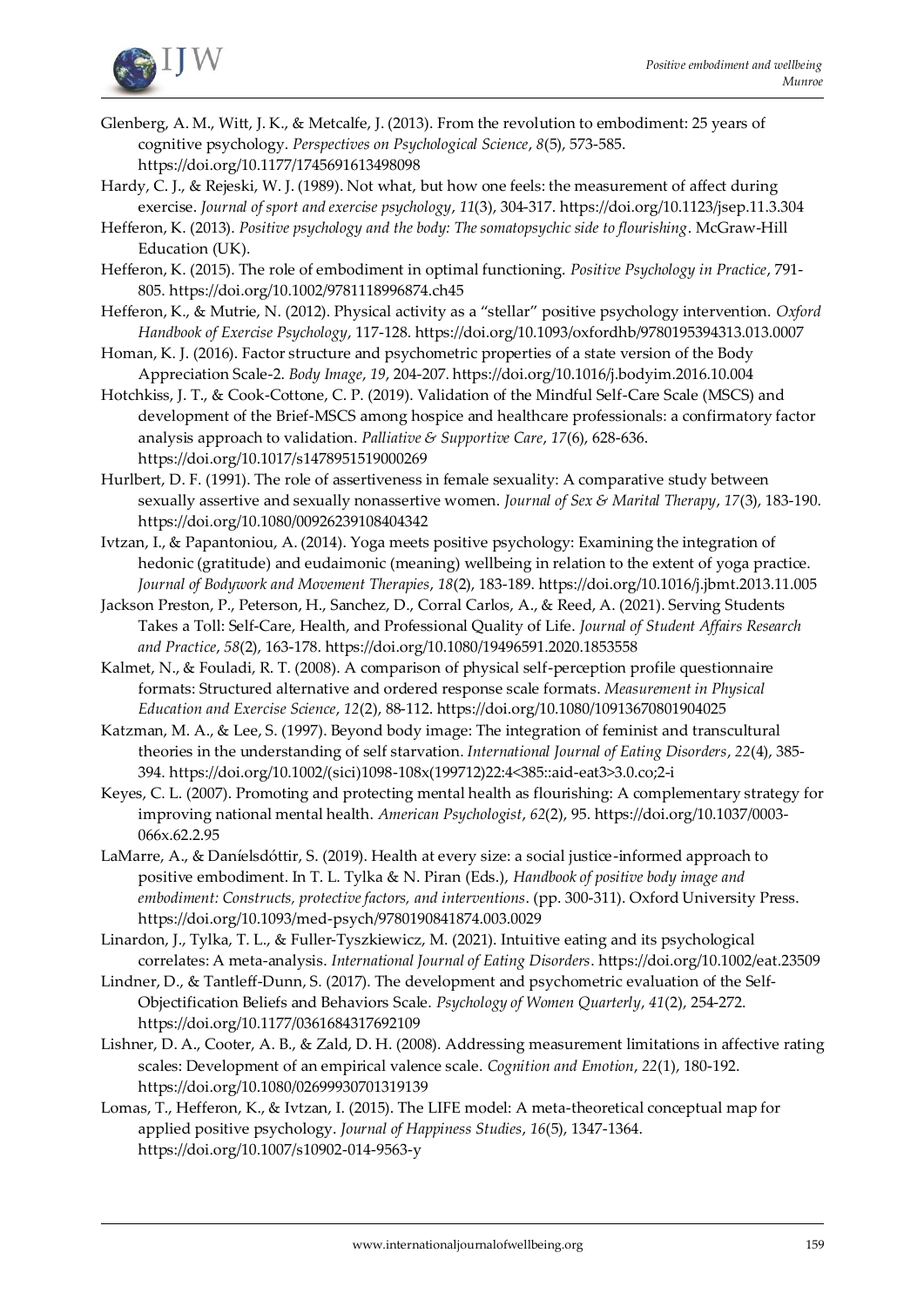Glenberg, A. M., Witt, J. K., & Metcalfe, J. (2013). From the revolution to embodiment: 25 years of cognitive psychology. *Perspectives on Psychological Science*, *8*(5), 573-585. https://doi.org/10.1177/1745691613498098

Hardy, C. J., & Rejeski, W. J. (1989). Not what, but how one feels: the measurement of affect during exercise. *Journal of sport and exercise psychology*, *11*(3), 304-317. https://doi.org/10.1123/jsep.11.3.304

Hefferon, K. (2013). *Positive psychology and the body: The somatopsychic side to flourishing*. McGraw-Hill Education (UK).

Hefferon, K. (2015). The role of embodiment in optimal functioning. *Positive Psychology in Practice*, 791-805. https://doi.org/10.1002/9781118996874.ch45

Hefferon, K., & Mutrie, N. (2012). Physical activity as a "stellar" positive psychology intervention. *Oxford Handbook of Exercise Psychology*, 117-128. https://doi.org/10.1093/oxfordhb/9780195394313.013.0007

Homan, K. J. (2016). Factor structure and psychometric properties of a state version of the Body Appreciation Scale-2. *Body Image*, *19*, 204-207. https://doi.org/10.1016/j.bodyim.2016.10.004

Hotchkiss, J. T., & Cook-Cottone, C. P. (2019). Validation of the Mindful Self-Care Scale (MSCS) and development of the Brief-MSCS among hospice and healthcare professionals: a confirmatory factor analysis approach to validation. *Palliative & Supportive Care*, *17*(6), 628-636. https://doi.org/10.1017/s1478951519000269

Hurlbert, D. F. (1991). The role of assertiveness in female sexuality: A comparative study between sexually assertive and sexually nonassertive women. *Journal of Sex & Marital Therapy*, *17*(3), 183-190. https://doi.org/10.1080/00926239108404342

Ivtzan, I., & Papantoniou, A. (2014). Yoga meets positive psychology: Examining the integration of hedonic (gratitude) and eudaimonic (meaning) wellbeing in relation to the extent of yoga practice. *Journal of Bodywork and Movement Therapies*, *18*(2), 183-189. https://doi.org/10.1016/j.jbmt.2013.11.005

Jackson Preston, P., Peterson, H., Sanchez, D., Corral Carlos, A., & Reed, A. (2021). Serving Students Takes a Toll: Self-Care, Health, and Professional Quality of Life. *Journal of Student Affairs Research and Practice*, *58*(2), 163-178. https://doi.org/10.1080/19496591.2020.1853558

Kalmet, N., & Fouladi, R. T. (2008). A comparison of physical self-perception profile questionnaire formats: Structured alternative and ordered response scale formats. *Measurement in Physical Education and Exercise Science*, *12*(2), 88-112. https://doi.org/10.1080/10913670801904025

Katzman, M. A., & Lee, S. (1997). Beyond body image: The integration of feminist and transcultural theories in the understanding of self starvation. *International Journal of Eating Disorders*, *22*(4), 385-394. https://doi.org/10.1002/(sici)1098-108x(199712)22:4<385::aid-eat3>3.0.co;2-i

Keyes, C. L. (2007). Promoting and protecting mental health as flourishing: A complementary strategy for improving national mental health. *American Psychologist*, *62*(2), 95. https://doi.org/10.1037/0003-066x.62.2.95

LaMarre, A., & Daníelsdóttir, S. (2019). Health at every size: a social justice-informed approach to positive embodiment. In T. L. Tylka & N. Piran (Eds.), *Handbook of positive body image and embodiment: Constructs, protective factors, and interventions*. (pp. 300-311). Oxford University Press. https://doi.org/10.1093/med-psych/9780190841874.003.0029

Linardon, J., Tylka, T. L., & Fuller-Tyszkiewicz, M. (2021). Intuitive eating and its psychological correlates: A meta-analysis. *International Journal of Eating Disorders*. https://doi.org/10.1002/eat.23509

Lindner, D., & Tantleff-Dunn, S. (2017). The development and psychometric evaluation of the Self-Objectification Beliefs and Behaviors Scale. *Psychology of Women Quarterly*, *41*(2), 254-272. https://doi.org/10.1177/0361684317692109

Lishner, D. A., Cooter, A. B., & Zald, D. H. (2008). Addressing measurement limitations in affective rating scales: Development of an empirical valence scale. *Cognition and Emotion*, *22*(1), 180-192. https://doi.org/10.1080/02699930701319139

Lomas, T., Hefferon, K., & Ivtzan, I. (2015). The LIFE model: A meta-theoretical conceptual map for applied positive psychology. *Journal of Happiness Studies*, *16*(5), 1347-1364. https://doi.org/10.1007/s10902-014-9563-y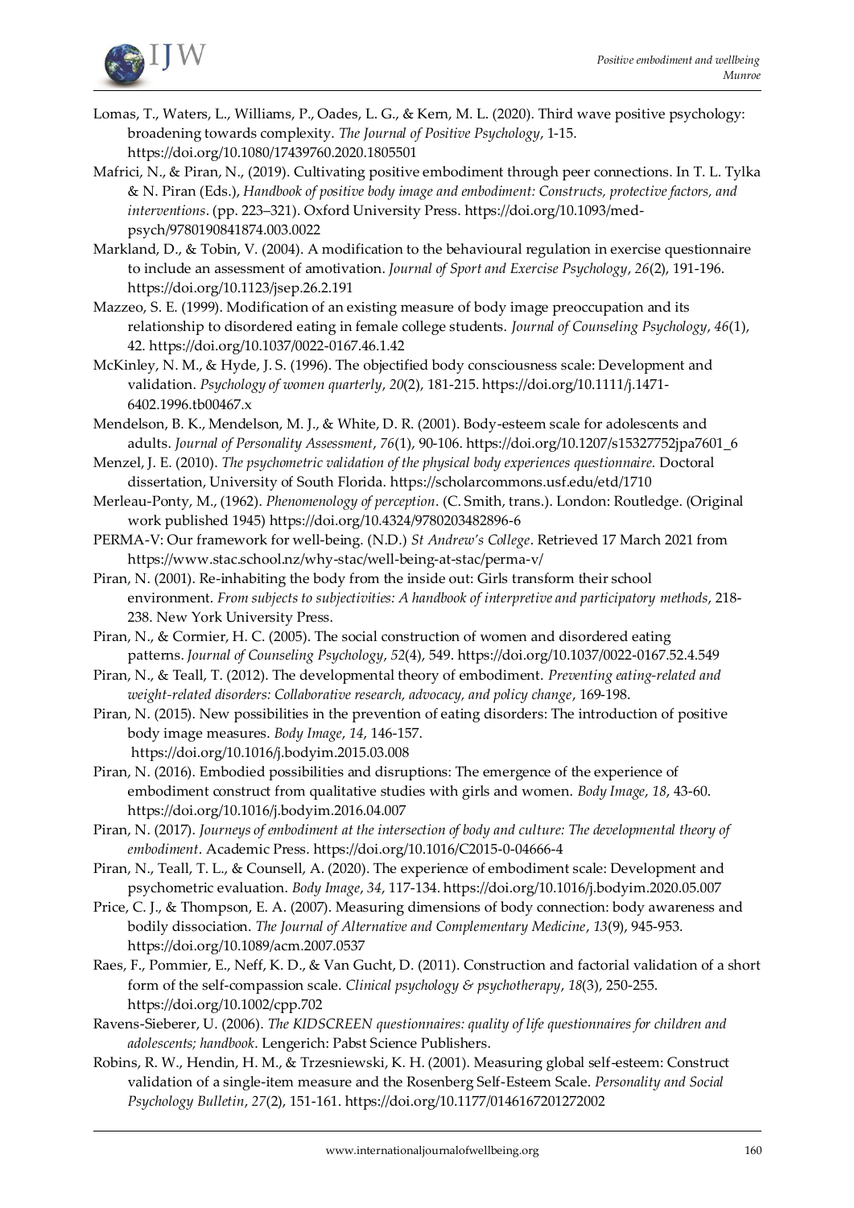Lomas, T., Waters, L., Williams, P., Oades, L. G., & Kern, M. L. (2020). Third wave positive psychology: broadening towards complexity. *The Journal of Positive Psychology*, 1-15. https://doi.org/10.1080/17439760.2020.1805501

Mafrici, N., & Piran, N., (2019). Cultivating positive embodiment through peer connections. In T. L. Tylka & N. Piran (Eds.), *Handbook of positive body image and embodiment: Constructs, protective factors, and interventions*. (pp. 223–321). Oxford University Press. https://doi.org/10.1093/med-psych/9780190841874.003.0022

Markland, D., & Tobin, V. (2004). A modification to the behavioural regulation in exercise questionnaire to include an assessment of amotivation. *Journal of Sport and Exercise Psychology*, *26*(2), 191-196. https://doi.org/10.1123/jsep.26.2.191

Mazzeo, S. E. (1999). Modification of an existing measure of body image preoccupation and its relationship to disordered eating in female college students. *Journal of Counseling Psychology*, *46*(1), 42. https://doi.org/10.1037/0022-0167.46.1.42

McKinley, N. M., & Hyde, J. S. (1996). The objectified body consciousness scale: Development and validation. *Psychology of women quarterly*, *20*(2), 181-215. https://doi.org/10.1111/j.1471-6402.1996.tb00467.x

Mendelson, B. K., Mendelson, M. J., & White, D. R. (2001). Body-esteem scale for adolescents and adults. *Journal of Personality Assessment*, *76*(1), 90-106. https://doi.org/10.1207/s15327752jpa7601_6

Menzel, J. E. (2010). *The psychometric validation of the physical body experiences questionnaire.* Doctoral dissertation, University of South Florida. https://scholarcommons.usf.edu/etd/1710

Merleau-Ponty, M., (1962). *Phenomenology of perception*. (C. Smith, trans.). London: Routledge. (Original work published 1945) https://doi.org/10.4324/9780203482896-6

PERMA-V: Our framework for well-being. (N.D.) *St Andrew's College*. Retrieved 17 March 2021 from https://www.stac.school.nz/why-stac/well-being-at-stac/perma-v/

Piran, N. (2001). Re-inhabiting the body from the inside out: Girls transform their school environment. *From subjects to subjectivities: A handbook of interpretive and participatory methods*, 218-238. New York University Press.

Piran, N., & Cormier, H. C. (2005). The social construction of women and disordered eating patterns. *Journal of Counseling Psychology*, *52*(4), 549. https://doi.org/10.1037/0022-0167.52.4.549

Piran, N., & Teall, T. (2012). The developmental theory of embodiment. *Preventing eating-related and weight-related disorders: Collaborative research, advocacy, and policy change*, 169-198.

Piran, N. (2015). New possibilities in the prevention of eating disorders: The introduction of positive body image measures. *Body Image*, *14*, 146-157. https://doi.org/10.1016/j.bodyim.2015.03.008

Piran, N. (2016). Embodied possibilities and disruptions: The emergence of the experience of embodiment construct from qualitative studies with girls and women. *Body Image*, *18*, 43-60. https://doi.org/10.1016/j.bodyim.2016.04.007

Piran, N. (2017). *Journeys of embodiment at the intersection of body and culture: The developmental theory of embodiment*. Academic Press. https://doi.org/10.1016/C2015-0-04666-4

Piran, N., Teall, T. L., & Counsell, A. (2020). The experience of embodiment scale: Development and psychometric evaluation. *Body Image*, *34*, 117-134. https://doi.org/10.1016/j.bodyim.2020.05.007

Price, C. J., & Thompson, E. A. (2007). Measuring dimensions of body connection: body awareness and bodily dissociation. *The Journal of Alternative and Complementary Medicine*, *13*(9), 945-953. https://doi.org/10.1089/acm.2007.0537

Raes, F., Pommier, E., Neff, K. D., & Van Gucht, D. (2011). Construction and factorial validation of a short form of the self-compassion scale. *Clinical psychology & psychotherapy*, *18*(3), 250-255. https://doi.org/10.1002/cpp.702

Ravens-Sieberer, U. (2006). *The KIDSCREEN questionnaires: quality of life questionnaires for children and adolescents; handbook*. Lengerich: Pabst Science Publishers.

Robins, R. W., Hendin, H. M., & Trzesniewski, K. H. (2001). Measuring global self-esteem: Construct validation of a single-item measure and the Rosenberg Self-Esteem Scale. *Personality and Social Psychology Bulletin*, *27*(2), 151-161. https://doi.org/10.1177/0146167201272002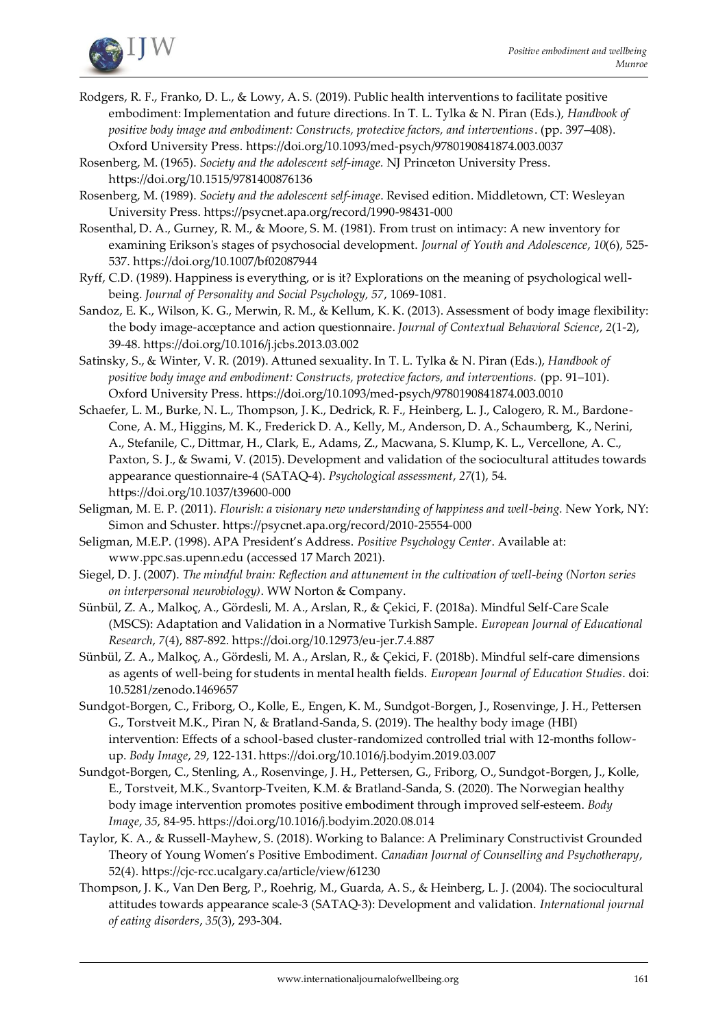Rodgers, R. F., Franko, D. L., & Lowy, A. S. (2019). Public health interventions to facilitate positive embodiment: Implementation and future directions. In T. L. Tylka & N. Piran (Eds.), *Handbook of positive body image and embodiment: Constructs, protective factors, and interventions*. (pp. 397–408). Oxford University Press. https://doi.org/10.1093/med-psych/9780190841874.003.0037

Rosenberg, M. (1965). *Society and the adolescent self-image.* NJ Princeton University Press. https://doi.org/10.1515/9781400876136

Rosenberg, M. (1989). *Society and the adolescent self-image*. Revised edition. Middletown, CT: Wesleyan University Press. https://psycnet.apa.org/record/1990-98431-000

Rosenthal, D. A., Gurney, R. M., & Moore, S. M. (1981). From trust on intimacy: A new inventory for examining Erikson's stages of psychosocial development. *Journal of Youth and Adolescence*, *10*(6), 525-537. https://doi.org/10.1007/bf02087944

Ryff, C.D. (1989). Happiness is everything, or is it? Explorations on the meaning of psychological well-being. *Journal of Personality and Social Psychology, 57*, 1069-1081.

Sandoz, E. K., Wilson, K. G., Merwin, R. M., & Kellum, K. K. (2013). Assessment of body image flexibility: the body image-acceptance and action questionnaire. *Journal of Contextual Behavioral Science*, *2*(1-2), 39-48. https://doi.org/10.1016/j.jcbs.2013.03.002

Satinsky, S., & Winter, V. R. (2019). Attuned sexuality. In T. L. Tylka & N. Piran (Eds.), *Handbook of positive body image and embodiment: Constructs, protective factors, and interventions.* (pp. 91–101). Oxford University Press. https://doi.org/10.1093/med-psych/9780190841874.003.0010

Schaefer, L. M., Burke, N. L., Thompson, J. K., Dedrick, R. F., Heinberg, L. J., Calogero, R. M., Bardone-Cone, A. M., Higgins, M. K., Frederick D. A., Kelly, M., Anderson, D. A., Schaumberg, K., Nerini, A., Stefanile, C., Dittmar, H., Clark, E., Adams, Z., Macwana, S. Klump, K. L., Vercellone, A. C., Paxton, S. J., & Swami, V. (2015). Development and validation of the sociocultural attitudes towards appearance questionnaire-4 (SATAQ-4). *Psychological assessment*, *27*(1), 54. https://doi.org/10.1037/t39600-000

Seligman, M. E. P. (2011). *Flourish: a visionary new understanding of happiness and well-being.* New York, NY: Simon and Schuster. https://psycnet.apa.org/record/2010-25554-000

Seligman, M.E.P. (1998). APA President's Address. *Positive Psychology Center*. Available at: www.ppc.sas.upenn.edu (accessed 17 March 2021).

Siegel, D. J. (2007). *The mindful brain: Reflection and attunement in the cultivation of well-being (Norton series on interpersonal neurobiology)*. WW Norton & Company.

Sünbül, Z. A., Malkoç, A., Gördesli, M. A., Arslan, R., & Çekici, F. (2018a). Mindful Self-Care Scale (MSCS): Adaptation and Validation in a Normative Turkish Sample. *European Journal of Educational Research*, *7*(4), 887-892. https://doi.org/10.12973/eu-jer.7.4.887

Sünbül, Z. A., Malkoç, A., Gördesli, M. A., Arslan, R., & Çekici, F. (2018b). Mindful self-care dimensions as agents of well-being for students in mental health fields. *European Journal of Education Studies*. doi: 10.5281/zenodo.1469657

Sundgot-Borgen, C., Friborg, O., Kolle, E., Engen, K. M., Sundgot-Borgen, J., Rosenvinge, J. H., Pettersen G., Torstveit M.K., Piran N, & Bratland-Sanda, S. (2019). The healthy body image (HBI) intervention: Effects of a school-based cluster-randomized controlled trial with 12-months follow-up. *Body Image*, *29*, 122-131. https://doi.org/10.1016/j.bodyim.2019.03.007

Sundgot-Borgen, C., Stenling, A., Rosenvinge, J. H., Pettersen, G., Friborg, O., Sundgot-Borgen, J., Kolle, E., Torstveit, M.K., Svantorp-Tveiten, K.M. & Bratland-Sanda, S. (2020). The Norwegian healthy body image intervention promotes positive embodiment through improved self-esteem. *Body Image*, *35*, 84-95. https://doi.org/10.1016/j.bodyim.2020.08.014

Taylor, K. A., & Russell-Mayhew, S. (2018). Working to Balance: A Preliminary Constructivist Grounded Theory of Young Women's Positive Embodiment. *Canadian Journal of Counselling and Psychotherapy*, 52(4). https://cjc-rcc.ucalgary.ca/article/view/61230

Thompson, J. K., Van Den Berg, P., Roehrig, M., Guarda, A. S., & Heinberg, L. J. (2004). The sociocultural attitudes towards appearance scale-3 (SATAQ-3): Development and validation. *International journal of eating disorders*, *35*(3), 293-304.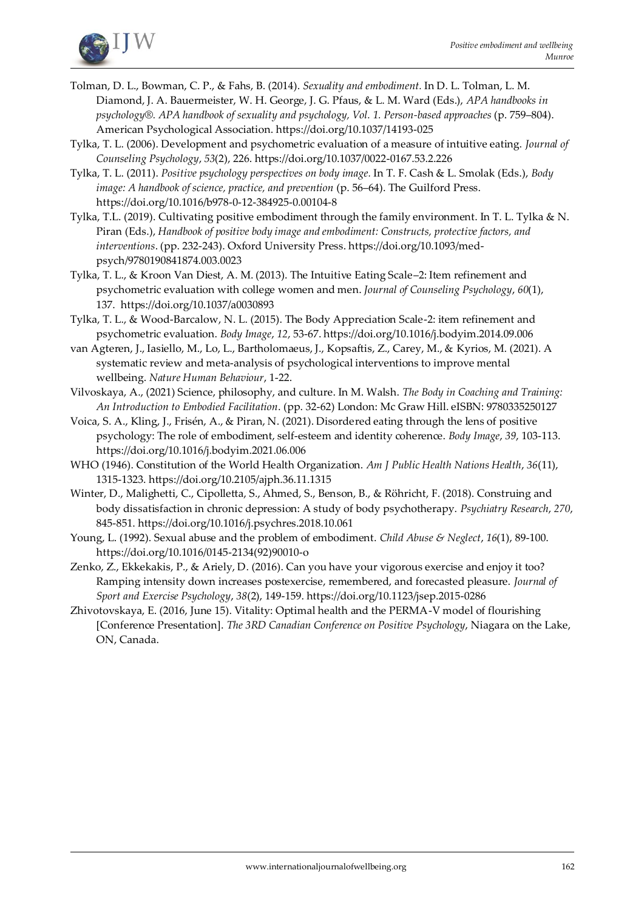Tolman, D. L., Bowman, C. P., & Fahs, B. (2014). *Sexuality and embodiment.* In D. L. Tolman, L. M. Diamond, J. A. Bauermeister, W. H. George, J. G. Pfaus, & L. M. Ward (Eds.), *APA handbooks in psychology®. APA handbook of sexuality and psychology, Vol. 1. Person-based approaches* (p. 759–804). American Psychological Association. https://doi.org/10.1037/14193-025

Tylka, T. L. (2006). Development and psychometric evaluation of a measure of intuitive eating. *Journal of Counseling Psychology*, *53*(2), 226. https://doi.org/10.1037/0022-0167.53.2.226

Tylka, T. L. (2011). *Positive psychology perspectives on body image.* In T. F. Cash & L. Smolak (Eds.), *Body image: A handbook of science, practice, and prevention* (p. 56–64). The Guilford Press. https://doi.org/10.1016/b978-0-12-384925-0.00104-8

Tylka, T.L. (2019). Cultivating positive embodiment through the family environment. In T. L. Tylka & N. Piran (Eds.), *Handbook of positive body image and embodiment: Constructs, protective factors, and interventions*. (pp. 232-243). Oxford University Press. https://doi.org/10.1093/med-psych/9780190841874.003.0023

Tylka, T. L., & Kroon Van Diest, A. M. (2013). The Intuitive Eating Scale–2: Item refinement and psychometric evaluation with college women and men. *Journal of Counseling Psychology*, *60*(1), 137. https://doi.org/10.1037/a0030893

Tylka, T. L., & Wood-Barcalow, N. L. (2015). The Body Appreciation Scale-2: item refinement and psychometric evaluation. *Body Image*, *12*, 53-67. https://doi.org/10.1016/j.bodyim.2014.09.006

van Agteren, J., Iasiello, M., Lo, L., Bartholomaeus, J., Kopsaftis, Z., Carey, M., & Kyrios, M. (2021). A systematic review and meta-analysis of psychological interventions to improve mental wellbeing. *Nature Human Behaviour*, 1-22.

Vilvoskaya, A., (2021) Science, philosophy, and culture. In M. Walsh. *The Body in Coaching and Training: An Introduction to Embodied Facilitation*. (pp. 32-62) London: Mc Graw Hill. eISBN: 9780335250127

Voica, S. A., Kling, J., Frisén, A., & Piran, N. (2021). Disordered eating through the lens of positive psychology: The role of embodiment, self-esteem and identity coherence. *Body Image*, *39*, 103-113. https://doi.org/10.1016/j.bodyim.2021.06.006

WHO (1946). Constitution of the World Health Organization. *Am J Public Health Nations Health*, *36*(11), 1315-1323. https://doi.org/10.2105/ajph.36.11.1315

Winter, D., Malighetti, C., Cipolletta, S., Ahmed, S., Benson, B., & Röhricht, F. (2018). Construing and body dissatisfaction in chronic depression: A study of body psychotherapy. *Psychiatry Research*, *270*, 845-851. https://doi.org/10.1016/j.psychres.2018.10.061

Young, L. (1992). Sexual abuse and the problem of embodiment. *Child Abuse & Neglect*, *16*(1), 89-100. https://doi.org/10.1016/0145-2134(92)90010-o

Zenko, Z., Ekkekakis, P., & Ariely, D. (2016). Can you have your vigorous exercise and enjoy it too? Ramping intensity down increases postexercise, remembered, and forecasted pleasure. *Journal of Sport and Exercise Psychology*, *38*(2), 149-159. https://doi.org/10.1123/jsep.2015-0286

Zhivotovskaya, E. (2016, June 15). Vitality: Optimal health and the PERMA-V model of flourishing [Conference Presentation]. *The 3RD Canadian Conference on Positive Psychology*, Niagara on the Lake, ON, Canada.